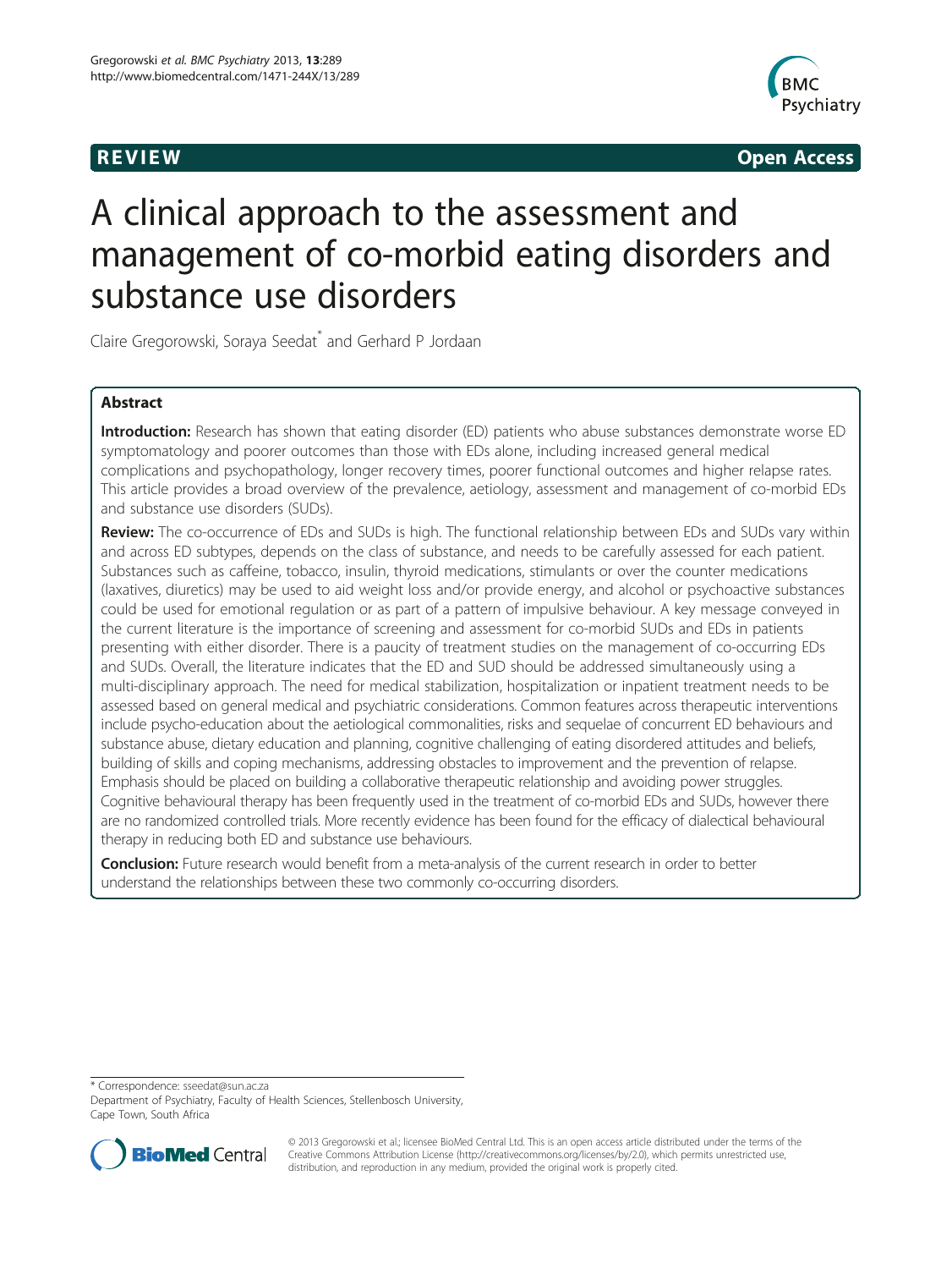**REVIEW** **Open Access**

# A clinical approach to the assessment and management of co-morbid eating disorders and substance use disorders

Claire Gregorowski, Soraya Seedat* and Gerhard P Jordaan

## Abstract

**Introduction:** Research has shown that eating disorder (ED) patients who abuse substances demonstrate worse ED symptomatology and poorer outcomes than those with EDs alone, including increased general medical complications and psychopathology, longer recovery times, poorer functional outcomes and higher relapse rates. This article provides a broad overview of the prevalence, aetiology, assessment and management of co-morbid EDs and substance use disorders (SUDs).

**Review:** The co-occurrence of EDs and SUDs is high. The functional relationship between EDs and SUDs vary within and across ED subtypes, depends on the class of substance, and needs to be carefully assessed for each patient. Substances such as caffeine, tobacco, insulin, thyroid medications, stimulants or over the counter medications (laxatives, diuretics) may be used to aid weight loss and/or provide energy, and alcohol or psychoactive substances could be used for emotional regulation or as part of a pattern of impulsive behaviour. A key message conveyed in the current literature is the importance of screening and assessment for co-morbid SUDs and EDs in patients presenting with either disorder. There is a paucity of treatment studies on the management of co-occurring EDs and SUDs. Overall, the literature indicates that the ED and SUD should be addressed simultaneously using a multi-disciplinary approach. The need for medical stabilization, hospitalization or inpatient treatment needs to be assessed based on general medical and psychiatric considerations. Common features across therapeutic interventions include psycho-education about the aetiological commonalities, risks and sequelae of concurrent ED behaviours and substance abuse, dietary education and planning, cognitive challenging of eating disordered attitudes and beliefs, building of skills and coping mechanisms, addressing obstacles to improvement and the prevention of relapse. Emphasis should be placed on building a collaborative therapeutic relationship and avoiding power struggles. Cognitive behavioural therapy has been frequently used in the treatment of co-morbid EDs and SUDs, however there are no randomized controlled trials. More recently evidence has been found for the efficacy of dialectical behavioural therapy in reducing both ED and substance use behaviours.

**Conclusion:** Future research would benefit from a meta-analysis of the current research in order to better understand the relationships between these two commonly co-occurring disorders.

* Correspondence: sseedat@sun.ac.za
Department of Psychiatry, Faculty of Health Sciences, Stellenbosch University, Cape Town, South Africa

© 2013 Gregorowski et al.; licensee BioMed Central Ltd. This is an open access article distributed under the terms of the Creative Commons Attribution License (http://creativecommons.org/licenses/by/2.0), which permits unrestricted use, distribution, and reproduction in any medium, provided the original work is properly cited.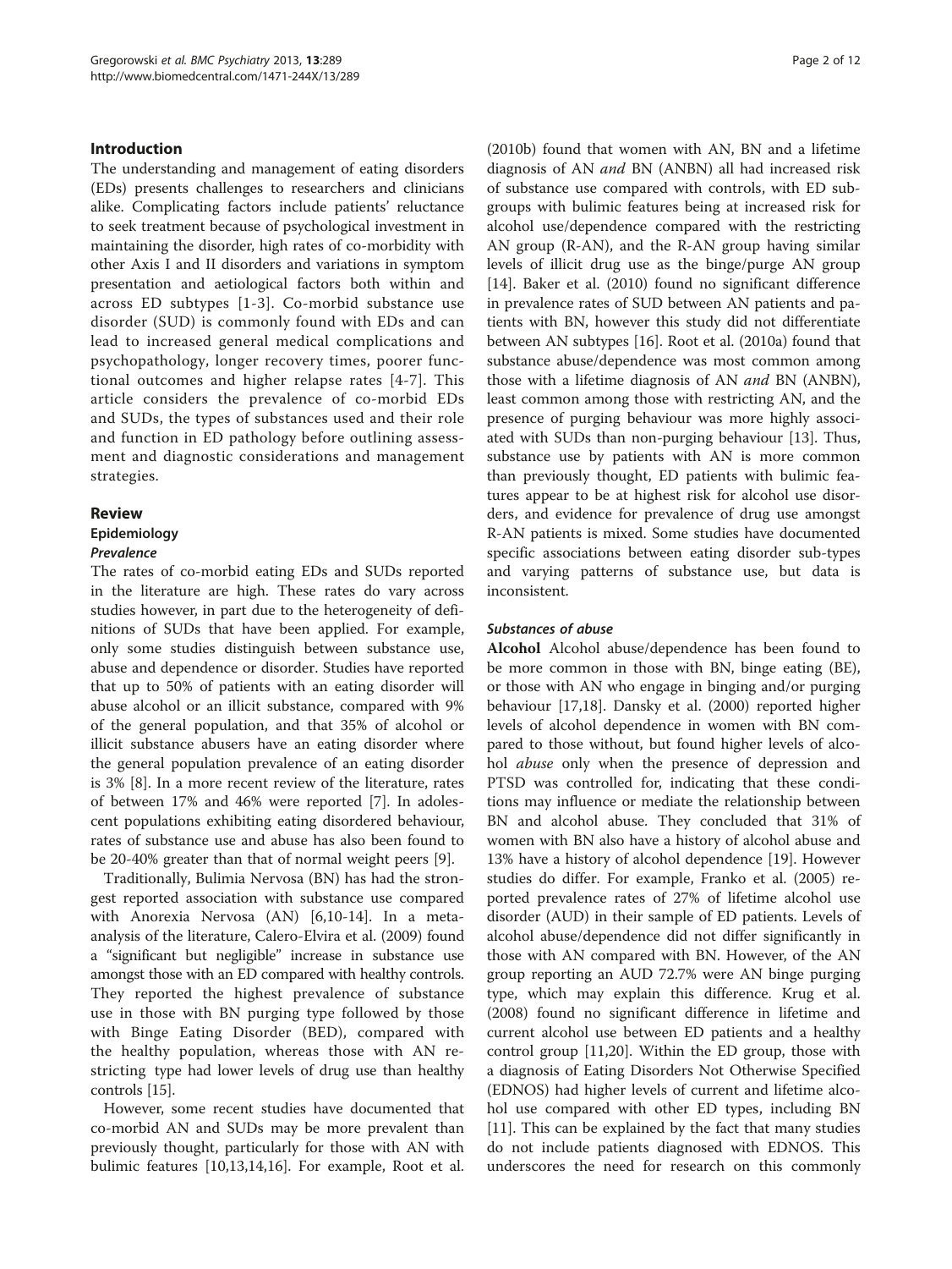## Introduction

The understanding and management of eating disorders (EDs) presents challenges to researchers and clinicians alike. Complicating factors include patients' reluctance to seek treatment because of psychological investment in maintaining the disorder, high rates of co-morbidity with other Axis I and II disorders and variations in symptom presentation and aetiological factors both within and across ED subtypes [1-3]. Co-morbid substance use disorder (SUD) is commonly found with EDs and can lead to increased general medical complications and psychopathology, longer recovery times, poorer functional outcomes and higher relapse rates [4-7]. This article considers the prevalence of co-morbid EDs and SUDs, the types of substances used and their role and function in ED pathology before outlining assessment and diagnostic considerations and management strategies.

## Review

### Epidemiology

#### *Prevalence*

The rates of co-morbid eating EDs and SUDs reported in the literature are high. These rates do vary across studies however, in part due to the heterogeneity of definitions of SUDs that have been applied. For example, only some studies distinguish between substance use, abuse and dependence or disorder. Studies have reported that up to 50% of patients with an eating disorder will abuse alcohol or an illicit substance, compared with 9% of the general population, and that 35% of alcohol or illicit substance abusers have an eating disorder where the general population prevalence of an eating disorder is 3% [8]. In a more recent review of the literature, rates of between 17% and 46% were reported [7]. In adolescent populations exhibiting eating disordered behaviour, rates of substance use and abuse has also been found to be 20-40% greater than that of normal weight peers [9].

Traditionally, Bulimia Nervosa (BN) has had the strongest reported association with substance use compared with Anorexia Nervosa (AN) [6,10-14]. In a meta-analysis of the literature, Calero-Elvira et al. (2009) found a "significant but negligible" increase in substance use amongst those with an ED compared with healthy controls. They reported the highest prevalence of substance use in those with BN purging type followed by those with Binge Eating Disorder (BED), compared with the healthy population, whereas those with AN restricting type had lower levels of drug use than healthy controls [15].

However, some recent studies have documented that co-morbid AN and SUDs may be more prevalent than previously thought, particularly for those with AN with bulimic features [10,13,14,16]. For example, Root et al. (2010b) found that women with AN, BN and a lifetime diagnosis of AN *and* BN (ANBN) all had increased risk of substance use compared with controls, with ED subgroups with bulimic features being at increased risk for alcohol use/dependence compared with the restricting AN group (R-AN), and the R-AN group having similar levels of illicit drug use as the binge/purge AN group [14]. Baker et al. (2010) found no significant difference in prevalence rates of SUD between AN patients and patients with BN, however this study did not differentiate between AN subtypes [16]. Root et al. (2010a) found that substance abuse/dependence was most common among those with a lifetime diagnosis of AN *and* BN (ANBN), least common among those with restricting AN, and the presence of purging behaviour was more highly associated with SUDs than non-purging behaviour [13]. Thus, substance use by patients with AN is more common than previously thought, ED patients with bulimic features appear to be at highest risk for alcohol use disorders, and evidence for prevalence of drug use amongst R-AN patients is mixed. Some studies have documented specific associations between eating disorder sub-types and varying patterns of substance use, but data is inconsistent.

#### *Substances of abuse*

**Alcohol** Alcohol abuse/dependence has been found to be more common in those with BN, binge eating (BE), or those with AN who engage in binging and/or purging behaviour [17,18]. Dansky et al. (2000) reported higher levels of alcohol dependence in women with BN compared to those without, but found higher levels of alcohol *abuse* only when the presence of depression and PTSD was controlled for, indicating that these conditions may influence or mediate the relationship between BN and alcohol abuse. They concluded that 31% of women with BN also have a history of alcohol abuse and 13% have a history of alcohol dependence [19]. However studies do differ. For example, Franko et al. (2005) reported prevalence rates of 27% of lifetime alcohol use disorder (AUD) in their sample of ED patients. Levels of alcohol abuse/dependence did not differ significantly in those with AN compared with BN. However, of the AN group reporting an AUD 72.7% were AN binge purging type, which may explain this difference. Krug et al. (2008) found no significant difference in lifetime and current alcohol use between ED patients and a healthy control group [11,20]. Within the ED group, those with a diagnosis of Eating Disorders Not Otherwise Specified (EDNOS) had higher levels of current and lifetime alcohol use compared with other ED types, including BN [11]. This can be explained by the fact that many studies do not include patients diagnosed with EDNOS. This underscores the need for research on this commonly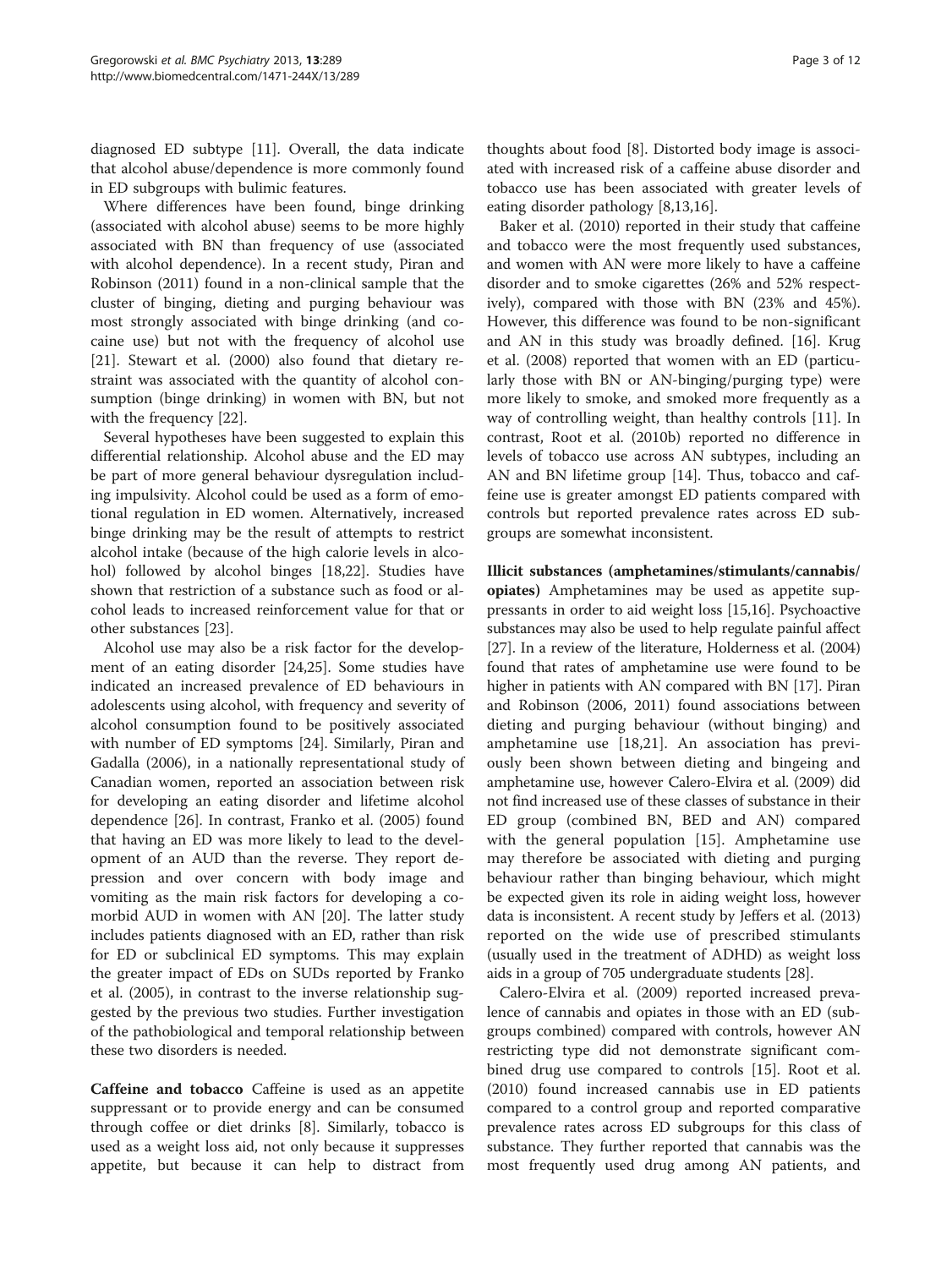diagnosed ED subtype [11]. Overall, the data indicate that alcohol abuse/dependence is more commonly found in ED subgroups with bulimic features.

Where differences have been found, binge drinking (associated with alcohol abuse) seems to be more highly associated with BN than frequency of use (associated with alcohol dependence). In a recent study, Piran and Robinson (2011) found in a non-clinical sample that the cluster of binging, dieting and purging behaviour was most strongly associated with binge drinking (and cocaine use) but not with the frequency of alcohol use [21]. Stewart et al. (2000) also found that dietary restraint was associated with the quantity of alcohol consumption (binge drinking) in women with BN, but not with the frequency [22].

Several hypotheses have been suggested to explain this differential relationship. Alcohol abuse and the ED may be part of more general behaviour dysregulation including impulsivity. Alcohol could be used as a form of emotional regulation in ED women. Alternatively, increased binge drinking may be the result of attempts to restrict alcohol intake (because of the high calorie levels in alcohol) followed by alcohol binges [18,22]. Studies have shown that restriction of a substance such as food or alcohol leads to increased reinforcement value for that or other substances [23].

Alcohol use may also be a risk factor for the development of an eating disorder [24,25]. Some studies have indicated an increased prevalence of ED behaviours in adolescents using alcohol, with frequency and severity of alcohol consumption found to be positively associated with number of ED symptoms [24]. Similarly, Piran and Gadalla (2006), in a nationally representational study of Canadian women, reported an association between risk for developing an eating disorder and lifetime alcohol dependence [26]. In contrast, Franko et al. (2005) found that having an ED was more likely to lead to the development of an AUD than the reverse. They report depression and over concern with body image and vomiting as the main risk factors for developing a comorbid AUD in women with AN [20]. The latter study includes patients diagnosed with an ED, rather than risk for ED or subclinical ED symptoms. This may explain the greater impact of EDs on SUDs reported by Franko et al. (2005), in contrast to the inverse relationship suggested by the previous two studies. Further investigation of the pathobiological and temporal relationship between these two disorders is needed.

**Caffeine and tobacco** Caffeine is used as an appetite suppressant or to provide energy and can be consumed through coffee or diet drinks [8]. Similarly, tobacco is used as a weight loss aid, not only because it suppresses appetite, but because it can help to distract from thoughts about food [8]. Distorted body image is associated with increased risk of a caffeine abuse disorder and tobacco use has been associated with greater levels of eating disorder pathology [8,13,16].

Baker et al. (2010) reported in their study that caffeine and tobacco were the most frequently used substances, and women with AN were more likely to have a caffeine disorder and to smoke cigarettes (26% and 52% respectively), compared with those with BN (23% and 45%). However, this difference was found to be non-significant and AN in this study was broadly defined. [16]. Krug et al. (2008) reported that women with an ED (particularly those with BN or AN-binging/purging type) were more likely to smoke, and smoked more frequently as a way of controlling weight, than healthy controls [11]. In contrast, Root et al. (2010b) reported no difference in levels of tobacco use across AN subtypes, including an AN and BN lifetime group [14]. Thus, tobacco and caffeine use is greater amongst ED patients compared with controls but reported prevalence rates across ED subgroups are somewhat inconsistent.

**Illicit substances (amphetamines/stimulants/cannabis/opiates)** Amphetamines may be used as appetite suppressants in order to aid weight loss [15,16]. Psychoactive substances may also be used to help regulate painful affect [27]. In a review of the literature, Holderness et al. (2004) found that rates of amphetamine use were found to be higher in patients with AN compared with BN [17]. Piran and Robinson (2006, 2011) found associations between dieting and purging behaviour (without binging) and amphetamine use [18,21]. An association has previously been shown between dieting and bingeing and amphetamine use, however Calero-Elvira et al. (2009) did not find increased use of these classes of substance in their ED group (combined BN, BED and AN) compared with the general population [15]. Amphetamine use may therefore be associated with dieting and purging behaviour rather than binging behaviour, which might be expected given its role in aiding weight loss, however data is inconsistent. A recent study by Jeffers et al. (2013) reported on the wide use of prescribed stimulants (usually used in the treatment of ADHD) as weight loss aids in a group of 705 undergraduate students [28].

Calero-Elvira et al. (2009) reported increased prevalence of cannabis and opiates in those with an ED (subgroups combined) compared with controls, however AN restricting type did not demonstrate significant combined drug use compared to controls [15]. Root et al. (2010) found increased cannabis use in ED patients compared to a control group and reported comparative prevalence rates across ED subgroups for this class of substance. They further reported that cannabis was the most frequently used drug among AN patients, and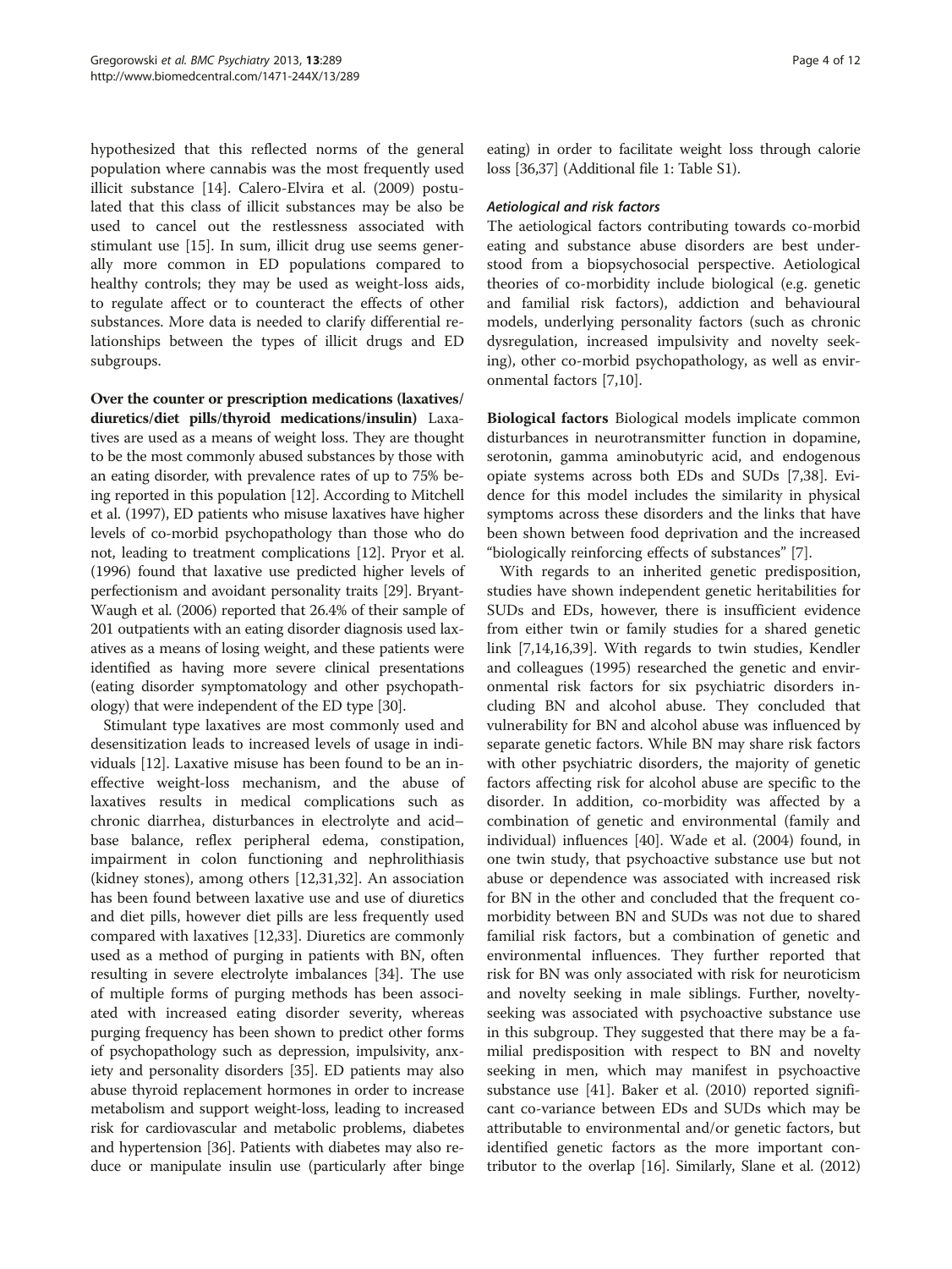hypothesized that this reflected norms of the general population where cannabis was the most frequently used illicit substance [14]. Calero-Elvira et al. (2009) postulated that this class of illicit substances may be also be used to cancel out the restlessness associated with stimulant use [15]. In sum, illicit drug use seems generally more common in ED populations compared to healthy controls; they may be used as weight-loss aids, to regulate affect or to counteract the effects of other substances. More data is needed to clarify differential relationships between the types of illicit drugs and ED subgroups.

**Over the counter or prescription medications (laxatives/diuretics/diet pills/thyroid medications/insulin)** Laxatives are used as a means of weight loss. They are thought to be the most commonly abused substances by those with an eating disorder, with prevalence rates of up to 75% being reported in this population [12]. According to Mitchell et al. (1997), ED patients who misuse laxatives have higher levels of co-morbid psychopathology than those who do not, leading to treatment complications [12]. Pryor et al. (1996) found that laxative use predicted higher levels of perfectionism and avoidant personality traits [29]. Bryant-Waugh et al. (2006) reported that 26.4% of their sample of 201 outpatients with an eating disorder diagnosis used laxatives as a means of losing weight, and these patients were identified as having more severe clinical presentations (eating disorder symptomatology and other psychopathology) that were independent of the ED type [30].

Stimulant type laxatives are most commonly used and desensitization leads to increased levels of usage in individuals [12]. Laxative misuse has been found to be an ineffective weight-loss mechanism, and the abuse of laxatives results in medical complications such as chronic diarrhea, disturbances in electrolyte and acid–base balance, reflex peripheral edema, constipation, impairment in colon functioning and nephrolithiasis (kidney stones), among others [12,31,32]. An association has been found between laxative use and use of diuretics and diet pills, however diet pills are less frequently used compared with laxatives [12,33]. Diuretics are commonly used as a method of purging in patients with BN, often resulting in severe electrolyte imbalances [34]. The use of multiple forms of purging methods has been associated with increased eating disorder severity, whereas purging frequency has been shown to predict other forms of psychopathology such as depression, impulsivity, anxiety and personality disorders [35]. ED patients may also abuse thyroid replacement hormones in order to increase metabolism and support weight-loss, leading to increased risk for cardiovascular and metabolic problems, diabetes and hypertension [36]. Patients with diabetes may also reduce or manipulate insulin use (particularly after binge eating) in order to facilitate weight loss through calorie loss [36,37] (Additional file 1: Table S1).

#### *Aetiological and risk factors*

The aetiological factors contributing towards co-morbid eating and substance abuse disorders are best understood from a biopsychosocial perspective. Aetiological theories of co-morbidity include biological (e.g. genetic and familial risk factors), addiction and behavioural models, underlying personality factors (such as chronic dysregulation, increased impulsivity and novelty seeking), other co-morbid psychopathology, as well as environmental factors [7,10].

**Biological factors** Biological models implicate common disturbances in neurotransmitter function in dopamine, serotonin, gamma aminobutyric acid, and endogenous opiate systems across both EDs and SUDs [7,38]. Evidence for this model includes the similarity in physical symptoms across these disorders and the links that have been shown between food deprivation and the increased "biologically reinforcing effects of substances" [7].

With regards to an inherited genetic predisposition, studies have shown independent genetic heritabilities for SUDs and EDs, however, there is insufficient evidence from either twin or family studies for a shared genetic link [7,14,16,39]. With regards to twin studies, Kendler and colleagues (1995) researched the genetic and environmental risk factors for six psychiatric disorders including BN and alcohol abuse. They concluded that vulnerability for BN and alcohol abuse was influenced by separate genetic factors. While BN may share risk factors with other psychiatric disorders, the majority of genetic factors affecting risk for alcohol abuse are specific to the disorder. In addition, co-morbidity was affected by a combination of genetic and environmental (family and individual) influences [40]. Wade et al. (2004) found, in one twin study, that psychoactive substance use but not abuse or dependence was associated with increased risk for BN in the other and concluded that the frequent co-morbidity between BN and SUDs was not due to shared familial risk factors, but a combination of genetic and environmental influences. They further reported that risk for BN was only associated with risk for neuroticism and novelty seeking in male siblings. Further, novelty-seeking was associated with psychoactive substance use in this subgroup. They suggested that there may be a familial predisposition with respect to BN and novelty seeking in men, which may manifest in psychoactive substance use [41]. Baker et al. (2010) reported significant co-variance between EDs and SUDs which may be attributable to environmental and/or genetic factors, but identified genetic factors as the more important contributor to the overlap [16]. Similarly, Slane et al. (2012)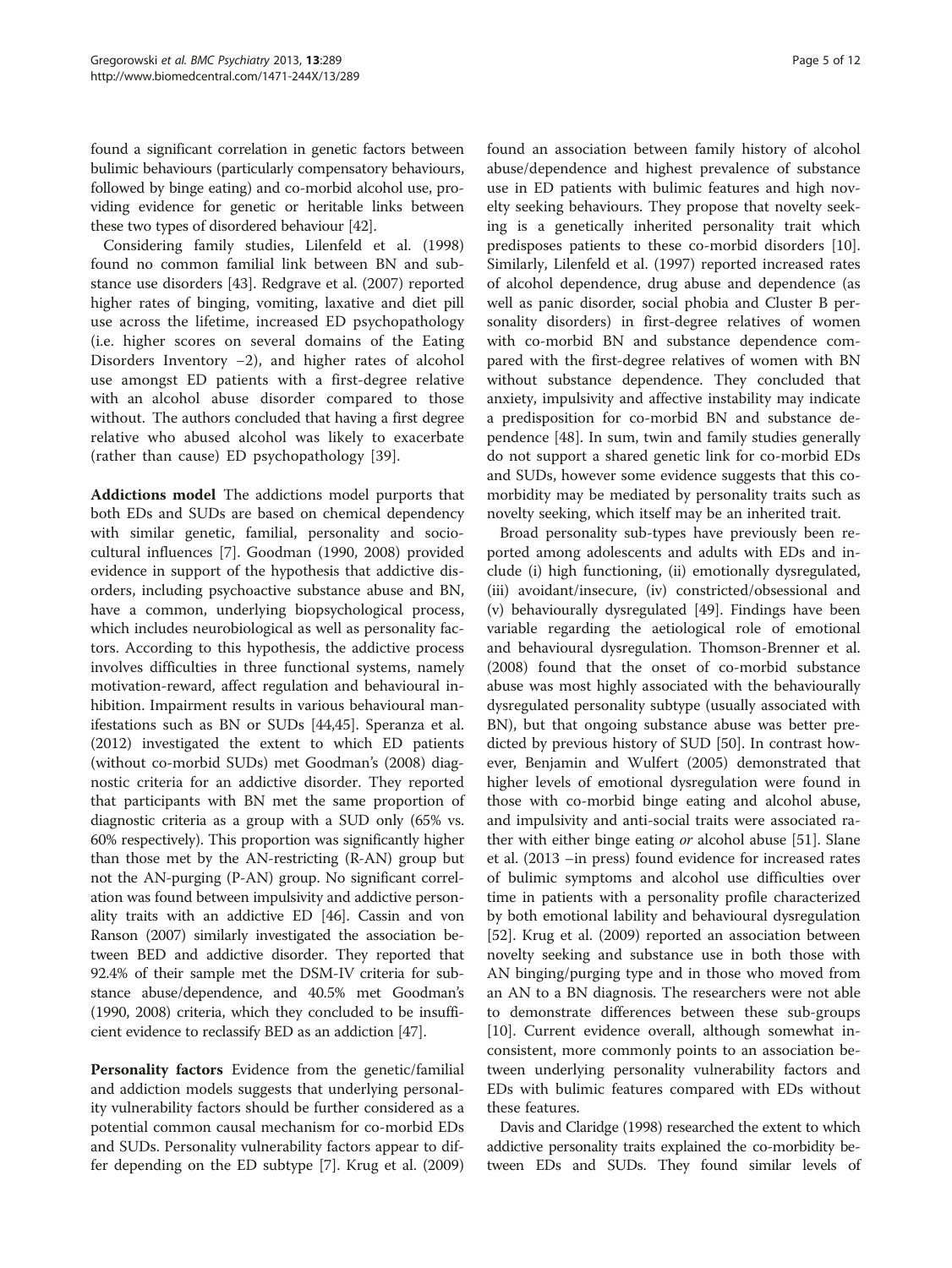found a significant correlation in genetic factors between bulimic behaviours (particularly compensatory behaviours, followed by binge eating) and co-morbid alcohol use, providing evidence for genetic or heritable links between these two types of disordered behaviour [42].

Considering family studies, Lilenfeld et al. (1998) found no common familial link between BN and substance use disorders [43]. Redgrave et al. (2007) reported higher rates of binging, vomiting, laxative and diet pill use across the lifetime, increased ED psychopathology (i.e. higher scores on several domains of the Eating Disorders Inventory –2), and higher rates of alcohol use amongst ED patients with a first-degree relative with an alcohol abuse disorder compared to those without. The authors concluded that having a first degree relative who abused alcohol was likely to exacerbate (rather than cause) ED psychopathology [39].

**Addictions model** The addictions model purports that both EDs and SUDs are based on chemical dependency with similar genetic, familial, personality and sociocultural influences [7]. Goodman (1990, 2008) provided evidence in support of the hypothesis that addictive disorders, including psychoactive substance abuse and BN, have a common, underlying biopsychological process, which includes neurobiological as well as personality factors. According to this hypothesis, the addictive process involves difficulties in three functional systems, namely motivation-reward, affect regulation and behavioural inhibition. Impairment results in various behavioural manifestations such as BN or SUDs [44,45]. Speranza et al. (2012) investigated the extent to which ED patients (without co-morbid SUDs) met Goodman's (2008) diagnostic criteria for an addictive disorder. They reported that participants with BN met the same proportion of diagnostic criteria as a group with a SUD only (65% vs. 60% respectively). This proportion was significantly higher than those met by the AN-restricting (R-AN) group but not the AN-purging (P-AN) group. No significant correlation was found between impulsivity and addictive personality traits with an addictive ED [46]. Cassin and von Ranson (2007) similarly investigated the association between BED and addictive disorder. They reported that 92.4% of their sample met the DSM-IV criteria for substance abuse/dependence, and 40.5% met Goodman's (1990, 2008) criteria, which they concluded to be insufficient evidence to reclassify BED as an addiction [47].

**Personality factors** Evidence from the genetic/familial and addiction models suggests that underlying personality vulnerability factors should be further considered as a potential common causal mechanism for co-morbid EDs and SUDs. Personality vulnerability factors appear to differ depending on the ED subtype [7]. Krug et al. (2009) found an association between family history of alcohol abuse/dependence and highest prevalence of substance use in ED patients with bulimic features and high novelty seeking behaviours. They propose that novelty seeking is a genetically inherited personality trait which predisposes patients to these co-morbid disorders [10]. Similarly, Lilenfeld et al. (1997) reported increased rates of alcohol dependence, drug abuse and dependence (as well as panic disorder, social phobia and Cluster B personality disorders) in first-degree relatives of women with co-morbid BN and substance dependence compared with the first-degree relatives of women with BN without substance dependence. They concluded that anxiety, impulsivity and affective instability may indicate a predisposition for co-morbid BN and substance dependence [48]. In sum, twin and family studies generally do not support a shared genetic link for co-morbid EDs and SUDs, however some evidence suggests that this co-morbidity may be mediated by personality traits such as novelty seeking, which itself may be an inherited trait.

Broad personality sub-types have previously been reported among adolescents and adults with EDs and include (i) high functioning, (ii) emotionally dysregulated, (iii) avoidant/insecure, (iv) constricted/obsessional and (v) behaviourally dysregulated [49]. Findings have been variable regarding the aetiological role of emotional and behavioural dysregulation. Thomson-Brenner et al. (2008) found that the onset of co-morbid substance abuse was most highly associated with the behaviourally dysregulated personality subtype (usually associated with BN), but that ongoing substance abuse was better predicted by previous history of SUD [50]. In contrast however, Benjamin and Wulfert (2005) demonstrated that higher levels of emotional dysregulation were found in those with co-morbid binge eating and alcohol abuse, and impulsivity and anti-social traits were associated rather with either binge eating *or* alcohol abuse [51]. Slane et al. (2013 –in press) found evidence for increased rates of bulimic symptoms and alcohol use difficulties over time in patients with a personality profile characterized by both emotional lability and behavioural dysregulation [52]. Krug et al. (2009) reported an association between novelty seeking and substance use in both those with AN binging/purging type and in those who moved from an AN to a BN diagnosis. The researchers were not able to demonstrate differences between these sub-groups [10]. Current evidence overall, although somewhat inconsistent, more commonly points to an association between underlying personality vulnerability factors and EDs with bulimic features compared with EDs without these features.

Davis and Claridge (1998) researched the extent to which addictive personality traits explained the co-morbidity between EDs and SUDs. They found similar levels of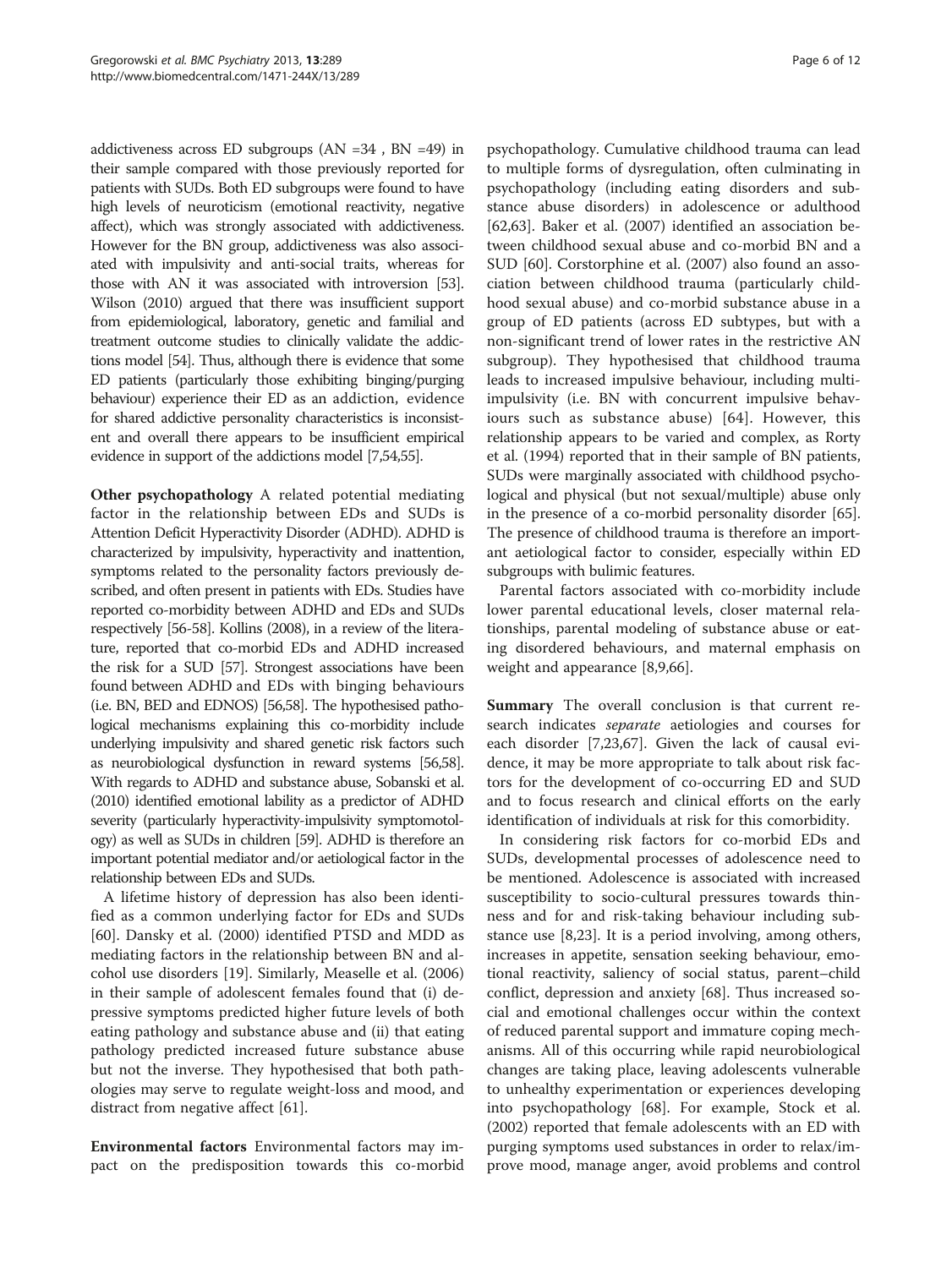addictiveness across ED subgroups (AN =34 , BN =49) in their sample compared with those previously reported for patients with SUDs. Both ED subgroups were found to have high levels of neuroticism (emotional reactivity, negative affect), which was strongly associated with addictiveness. However for the BN group, addictiveness was also associated with impulsivity and anti-social traits, whereas for those with AN it was associated with introversion [53]. Wilson (2010) argued that there was insufficient support from epidemiological, laboratory, genetic and familial and treatment outcome studies to clinically validate the addictions model [54]. Thus, although there is evidence that some ED patients (particularly those exhibiting binging/purging behaviour) experience their ED as an addiction, evidence for shared addictive personality characteristics is inconsistent and overall there appears to be insufficient empirical evidence in support of the addictions model [7,54,55].

**Other psychopathology** A related potential mediating factor in the relationship between EDs and SUDs is Attention Deficit Hyperactivity Disorder (ADHD). ADHD is characterized by impulsivity, hyperactivity and inattention, symptoms related to the personality factors previously described, and often present in patients with EDs. Studies have reported co-morbidity between ADHD and EDs and SUDs respectively [56-58]. Kollins (2008), in a review of the literature, reported that co-morbid EDs and ADHD increased the risk for a SUD [57]. Strongest associations have been found between ADHD and EDs with binging behaviours (i.e. BN, BED and EDNOS) [56,58]. The hypothesised pathological mechanisms explaining this co-morbidity include underlying impulsivity and shared genetic risk factors such as neurobiological dysfunction in reward systems [56,58]. With regards to ADHD and substance abuse, Sobanski et al. (2010) identified emotional lability as a predictor of ADHD severity (particularly hyperactivity-impulsivity symptomotology) as well as SUDs in children [59]. ADHD is therefore an important potential mediator and/or aetiological factor in the relationship between EDs and SUDs.

A lifetime history of depression has also been identified as a common underlying factor for EDs and SUDs [60]. Dansky et al. (2000) identified PTSD and MDD as mediating factors in the relationship between BN and alcohol use disorders [19]. Similarly, Measelle et al. (2006) in their sample of adolescent females found that (i) depressive symptoms predicted higher future levels of both eating pathology and substance abuse and (ii) that eating pathology predicted increased future substance abuse but not the inverse. They hypothesised that both pathologies may serve to regulate weight-loss and mood, and distract from negative affect [61].

**Environmental factors** Environmental factors may impact on the predisposition towards this co-morbid psychopathology. Cumulative childhood trauma can lead to multiple forms of dysregulation, often culminating in psychopathology (including eating disorders and substance abuse disorders) in adolescence or adulthood [62,63]. Baker et al. (2007) identified an association between childhood sexual abuse and co-morbid BN and a SUD [60]. Corstorphine et al. (2007) also found an association between childhood trauma (particularly childhood sexual abuse) and co-morbid substance abuse in a group of ED patients (across ED subtypes, but with a non-significant trend of lower rates in the restrictive AN subgroup). They hypothesised that childhood trauma leads to increased impulsive behaviour, including multi-impulsivity (i.e. BN with concurrent impulsive behaviours such as substance abuse) [64]. However, this relationship appears to be varied and complex, as Rorty et al. (1994) reported that in their sample of BN patients, SUDs were marginally associated with childhood psychological and physical (but not sexual/multiple) abuse only in the presence of a co-morbid personality disorder [65]. The presence of childhood trauma is therefore an important aetiological factor to consider, especially within ED subgroups with bulimic features.

Parental factors associated with co-morbidity include lower parental educational levels, closer maternal relationships, parental modeling of substance abuse or eating disordered behaviours, and maternal emphasis on weight and appearance [8,9,66].

**Summary** The overall conclusion is that current research indicates *separate* aetiologies and courses for each disorder [7,23,67]. Given the lack of causal evidence, it may be more appropriate to talk about risk factors for the development of co-occurring ED and SUD and to focus research and clinical efforts on the early identification of individuals at risk for this comorbidity.

In considering risk factors for co-morbid EDs and SUDs, developmental processes of adolescence need to be mentioned. Adolescence is associated with increased susceptibility to socio-cultural pressures towards thinness and for and risk-taking behaviour including substance use [8,23]. It is a period involving, among others, increases in appetite, sensation seeking behaviour, emotional reactivity, saliency of social status, parent–child conflict, depression and anxiety [68]. Thus increased social and emotional challenges occur within the context of reduced parental support and immature coping mechanisms. All of this occurring while rapid neurobiological changes are taking place, leaving adolescents vulnerable to unhealthy experimentation or experiences developing into psychopathology [68]. For example, Stock et al. (2002) reported that female adolescents with an ED with purging symptoms used substances in order to relax/improve mood, manage anger, avoid problems and control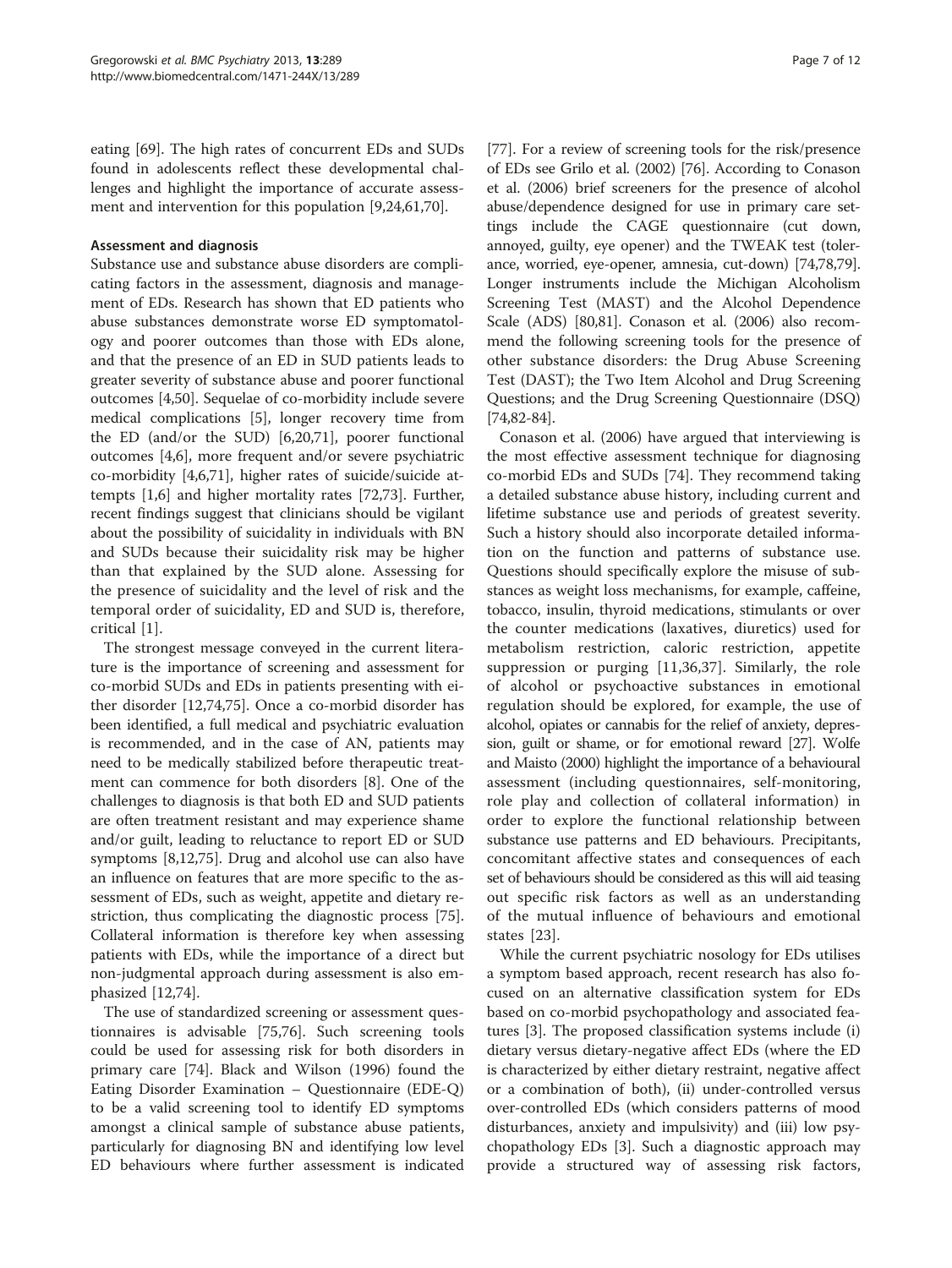eating [69]. The high rates of concurrent EDs and SUDs found in adolescents reflect these developmental challenges and highlight the importance of accurate assessment and intervention for this population [9,24,61,70].

### Assessment and diagnosis

Substance use and substance abuse disorders are complicating factors in the assessment, diagnosis and management of EDs. Research has shown that ED patients who abuse substances demonstrate worse ED symptomatology and poorer outcomes than those with EDs alone, and that the presence of an ED in SUD patients leads to greater severity of substance abuse and poorer functional outcomes [4,50]. Sequelae of co-morbidity include severe medical complications [5], longer recovery time from the ED (and/or the SUD) [6,20,71], poorer functional outcomes [4,6], more frequent and/or severe psychiatric co-morbidity [4,6,71], higher rates of suicide/suicide attempts [1,6] and higher mortality rates [72,73]. Further, recent findings suggest that clinicians should be vigilant about the possibility of suicidality in individuals with BN and SUDs because their suicidality risk may be higher than that explained by the SUD alone. Assessing for the presence of suicidality and the level of risk and the temporal order of suicidality, ED and SUD is, therefore, critical [1].

The strongest message conveyed in the current literature is the importance of screening and assessment for co-morbid SUDs and EDs in patients presenting with either disorder [12,74,75]. Once a co-morbid disorder has been identified, a full medical and psychiatric evaluation is recommended, and in the case of AN, patients may need to be medically stabilized before therapeutic treatment can commence for both disorders [8]. One of the challenges to diagnosis is that both ED and SUD patients are often treatment resistant and may experience shame and/or guilt, leading to reluctance to report ED or SUD symptoms [8,12,75]. Drug and alcohol use can also have an influence on features that are more specific to the assessment of EDs, such as weight, appetite and dietary restriction, thus complicating the diagnostic process [75]. Collateral information is therefore key when assessing patients with EDs, while the importance of a direct but non-judgmental approach during assessment is also emphasized [12,74].

The use of standardized screening or assessment questionnaires is advisable [75,76]. Such screening tools could be used for assessing risk for both disorders in primary care [74]. Black and Wilson (1996) found the Eating Disorder Examination – Questionnaire (EDE-Q) to be a valid screening tool to identify ED symptoms amongst a clinical sample of substance abuse patients, particularly for diagnosing BN and identifying low level ED behaviours where further assessment is indicated [77]. For a review of screening tools for the risk/presence of EDs see Grilo et al. (2002) [76]. According to Conason et al. (2006) brief screeners for the presence of alcohol abuse/dependence designed for use in primary care settings include the CAGE questionnaire (cut down, annoyed, guilty, eye opener) and the TWEAK test (tolerance, worried, eye-opener, amnesia, cut-down) [74,78,79]. Longer instruments include the Michigan Alcoholism Screening Test (MAST) and the Alcohol Dependence Scale (ADS) [80,81]. Conason et al. (2006) also recommend the following screening tools for the presence of other substance disorders: the Drug Abuse Screening Test (DAST); the Two Item Alcohol and Drug Screening Questions; and the Drug Screening Questionnaire (DSQ) [74,82-84].

Conason et al. (2006) have argued that interviewing is the most effective assessment technique for diagnosing co-morbid EDs and SUDs [74]. They recommend taking a detailed substance abuse history, including current and lifetime substance use and periods of greatest severity. Such a history should also incorporate detailed information on the function and patterns of substance use. Questions should specifically explore the misuse of substances as weight loss mechanisms, for example, caffeine, tobacco, insulin, thyroid medications, stimulants or over the counter medications (laxatives, diuretics) used for metabolism restriction, caloric restriction, appetite suppression or purging [11,36,37]. Similarly, the role of alcohol or psychoactive substances in emotional regulation should be explored, for example, the use of alcohol, opiates or cannabis for the relief of anxiety, depression, guilt or shame, or for emotional reward [27]. Wolfe and Maisto (2000) highlight the importance of a behavioural assessment (including questionnaires, self-monitoring, role play and collection of collateral information) in order to explore the functional relationship between substance use patterns and ED behaviours. Precipitants, concomitant affective states and consequences of each set of behaviours should be considered as this will aid teasing out specific risk factors as well as an understanding of the mutual influence of behaviours and emotional states [23].

While the current psychiatric nosology for EDs utilises a symptom based approach, recent research has also focused on an alternative classification system for EDs based on co-morbid psychopathology and associated features [3]. The proposed classification systems include (i) dietary versus dietary-negative affect EDs (where the ED is characterized by either dietary restraint, negative affect or a combination of both), (ii) under-controlled versus over-controlled EDs (which considers patterns of mood disturbances, anxiety and impulsivity) and (iii) low psychopathology EDs [3]. Such a diagnostic approach may provide a structured way of assessing risk factors,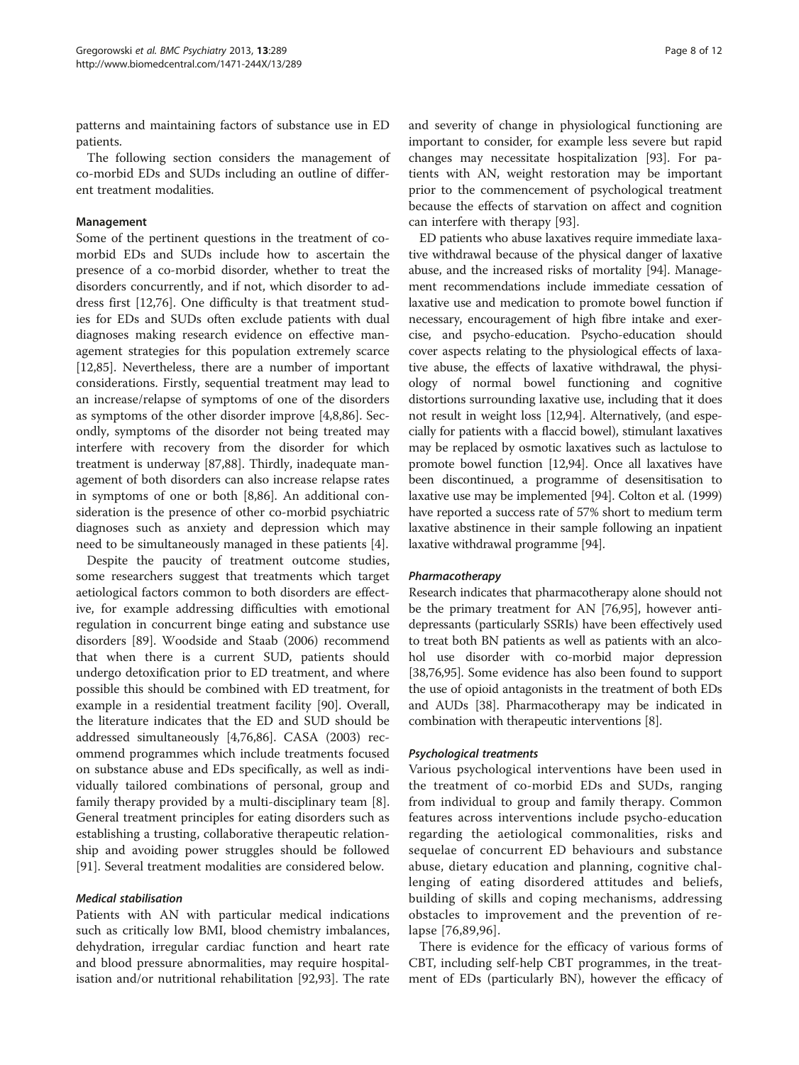patterns and maintaining factors of substance use in ED patients.

The following section considers the management of co-morbid EDs and SUDs including an outline of different treatment modalities.

### Management

Some of the pertinent questions in the treatment of co-morbid EDs and SUDs include how to ascertain the presence of a co-morbid disorder, whether to treat the disorders concurrently, and if not, which disorder to address first [12,76]. One difficulty is that treatment studies for EDs and SUDs often exclude patients with dual diagnoses making research evidence on effective management strategies for this population extremely scarce [12,85]. Nevertheless, there are a number of important considerations. Firstly, sequential treatment may lead to an increase/relapse of symptoms of one of the disorders as symptoms of the other disorder improve [4,8,86]. Secondly, symptoms of the disorder not being treated may interfere with recovery from the disorder for which treatment is underway [87,88]. Thirdly, inadequate management of both disorders can also increase relapse rates in symptoms of one or both [8,86]. An additional consideration is the presence of other co-morbid psychiatric diagnoses such as anxiety and depression which may need to be simultaneously managed in these patients [4].

Despite the paucity of treatment outcome studies, some researchers suggest that treatments which target aetiological factors common to both disorders are effective, for example addressing difficulties with emotional regulation in concurrent binge eating and substance use disorders [89]. Woodside and Staab (2006) recommend that when there is a current SUD, patients should undergo detoxification prior to ED treatment, and where possible this should be combined with ED treatment, for example in a residential treatment facility [90]. Overall, the literature indicates that the ED and SUD should be addressed simultaneously [4,76,86]. CASA (2003) recommend programmes which include treatments focused on substance abuse and EDs specifically, as well as individually tailored combinations of personal, group and family therapy provided by a multi-disciplinary team [8]. General treatment principles for eating disorders such as establishing a trusting, collaborative therapeutic relationship and avoiding power struggles should be followed [91]. Several treatment modalities are considered below.

#### *Medical stabilisation*

Patients with AN with particular medical indications such as critically low BMI, blood chemistry imbalances, dehydration, irregular cardiac function and heart rate and blood pressure abnormalities, may require hospitalisation and/or nutritional rehabilitation [92,93]. The rate and severity of change in physiological functioning are important to consider, for example less severe but rapid changes may necessitate hospitalization [93]. For patients with AN, weight restoration may be important prior to the commencement of psychological treatment because the effects of starvation on affect and cognition can interfere with therapy [93].

ED patients who abuse laxatives require immediate laxative withdrawal because of the physical danger of laxative abuse, and the increased risks of mortality [94]. Management recommendations include immediate cessation of laxative use and medication to promote bowel function if necessary, encouragement of high fibre intake and exercise, and psycho-education. Psycho-education should cover aspects relating to the physiological effects of laxative abuse, the effects of laxative withdrawal, the physiology of normal bowel functioning and cognitive distortions surrounding laxative use, including that it does not result in weight loss [12,94]. Alternatively, (and especially for patients with a flaccid bowel), stimulant laxatives may be replaced by osmotic laxatives such as lactulose to promote bowel function [12,94]. Once all laxatives have been discontinued, a programme of desensitisation to laxative use may be implemented [94]. Colton et al. (1999) have reported a success rate of 57% short to medium term laxative abstinence in their sample following an inpatient laxative withdrawal programme [94].

#### *Pharmacotherapy*

Research indicates that pharmacotherapy alone should not be the primary treatment for AN [76,95], however antidepressants (particularly SSRIs) have been effectively used to treat both BN patients as well as patients with an alcohol use disorder with co-morbid major depression [38,76,95]. Some evidence has also been found to support the use of opioid antagonists in the treatment of both EDs and AUDs [38]. Pharmacotherapy may be indicated in combination with therapeutic interventions [8].

#### *Psychological treatments*

Various psychological interventions have been used in the treatment of co-morbid EDs and SUDs, ranging from individual to group and family therapy. Common features across interventions include psycho-education regarding the aetiological commonalities, risks and sequelae of concurrent ED behaviours and substance abuse, dietary education and planning, cognitive challenging of eating disordered attitudes and beliefs, building of skills and coping mechanisms, addressing obstacles to improvement and the prevention of relapse [76,89,96].

There is evidence for the efficacy of various forms of CBT, including self-help CBT programmes, in the treatment of EDs (particularly BN), however the efficacy of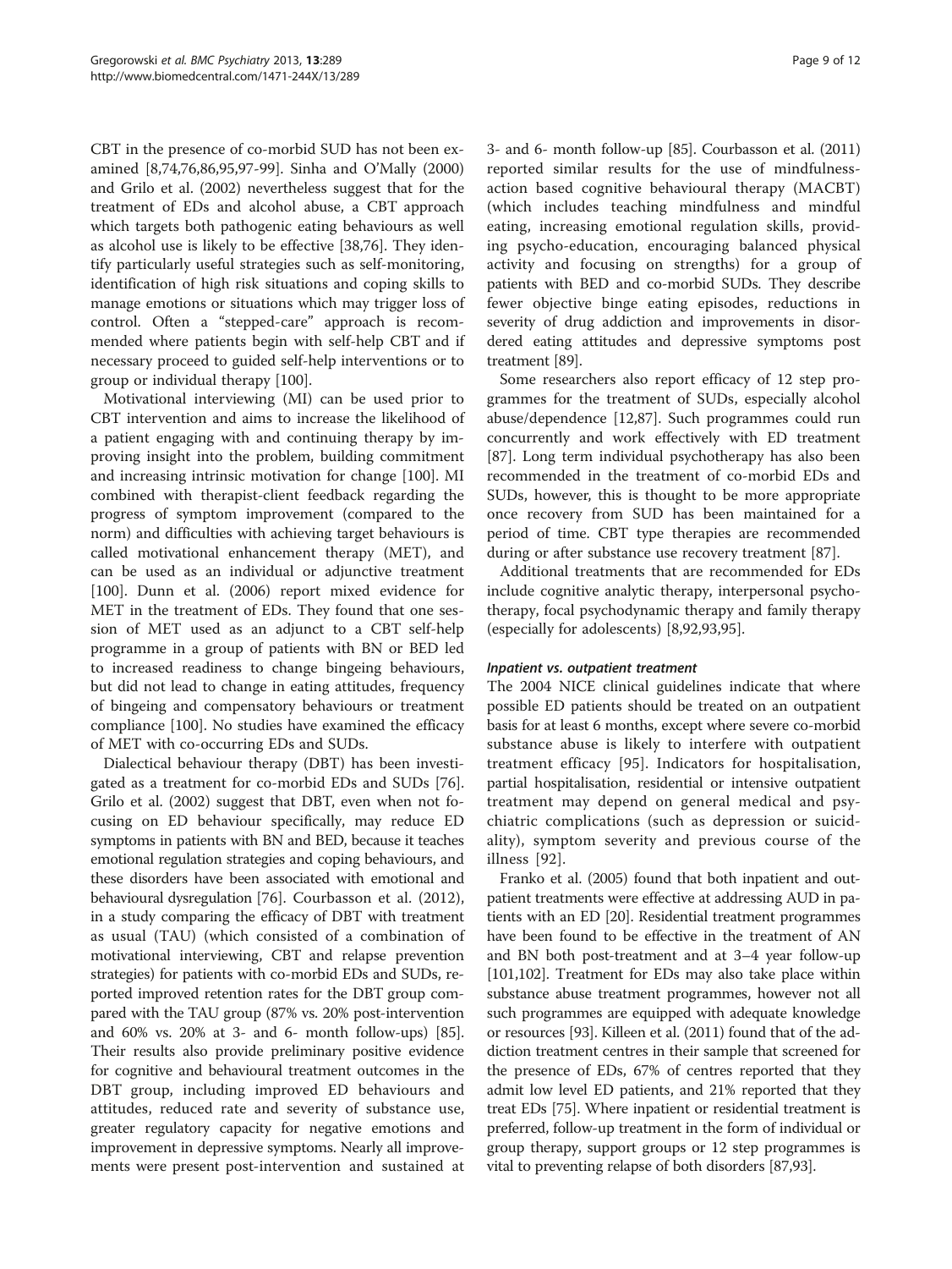CBT in the presence of co-morbid SUD has not been examined [8,74,76,86,95,97-99]. Sinha and O'Mally (2000) and Grilo et al. (2002) nevertheless suggest that for the treatment of EDs and alcohol abuse, a CBT approach which targets both pathogenic eating behaviours as well as alcohol use is likely to be effective [38,76]. They identify particularly useful strategies such as self-monitoring, identification of high risk situations and coping skills to manage emotions or situations which may trigger loss of control. Often a "stepped-care" approach is recommended where patients begin with self-help CBT and if necessary proceed to guided self-help interventions or to group or individual therapy [100].

Motivational interviewing (MI) can be used prior to CBT intervention and aims to increase the likelihood of a patient engaging with and continuing therapy by improving insight into the problem, building commitment and increasing intrinsic motivation for change [100]. MI combined with therapist-client feedback regarding the progress of symptom improvement (compared to the norm) and difficulties with achieving target behaviours is called motivational enhancement therapy (MET), and can be used as an individual or adjunctive treatment [100]. Dunn et al. (2006) report mixed evidence for MET in the treatment of EDs. They found that one session of MET used as an adjunct to a CBT self-help programme in a group of patients with BN or BED led to increased readiness to change bingeing behaviours, but did not lead to change in eating attitudes, frequency of bingeing and compensatory behaviours or treatment compliance [100]. No studies have examined the efficacy of MET with co-occurring EDs and SUDs.

Dialectical behaviour therapy (DBT) has been investigated as a treatment for co-morbid EDs and SUDs [76]. Grilo et al. (2002) suggest that DBT, even when not focusing on ED behaviour specifically, may reduce ED symptoms in patients with BN and BED, because it teaches emotional regulation strategies and coping behaviours, and these disorders have been associated with emotional and behavioural dysregulation [76]. Courbasson et al. (2012), in a study comparing the efficacy of DBT with treatment as usual (TAU) (which consisted of a combination of motivational interviewing, CBT and relapse prevention strategies) for patients with co-morbid EDs and SUDs, reported improved retention rates for the DBT group compared with the TAU group (87% vs. 20% post-intervention and 60% vs. 20% at 3- and 6- month follow-ups) [85]. Their results also provide preliminary positive evidence for cognitive and behavioural treatment outcomes in the DBT group, including improved ED behaviours and attitudes, reduced rate and severity of substance use, greater regulatory capacity for negative emotions and improvement in depressive symptoms. Nearly all improvements were present post-intervention and sustained at 3- and 6- month follow-up [85]. Courbasson et al. (2011) reported similar results for the use of mindfulness-action based cognitive behavioural therapy (MACBT) (which includes teaching mindfulness and mindful eating, increasing emotional regulation skills, providing psycho-education, encouraging balanced physical activity and focusing on strengths) for a group of patients with BED and co-morbid SUDs. They describe fewer objective binge eating episodes, reductions in severity of drug addiction and improvements in disordered eating attitudes and depressive symptoms post treatment [89].

Some researchers also report efficacy of 12 step programmes for the treatment of SUDs, especially alcohol abuse/dependence [12,87]. Such programmes could run concurrently and work effectively with ED treatment [87]. Long term individual psychotherapy has also been recommended in the treatment of co-morbid EDs and SUDs, however, this is thought to be more appropriate once recovery from SUD has been maintained for a period of time. CBT type therapies are recommended during or after substance use recovery treatment [87].

Additional treatments that are recommended for EDs include cognitive analytic therapy, interpersonal psychotherapy, focal psychodynamic therapy and family therapy (especially for adolescents) [8,92,93,95].

#### *Inpatient vs. outpatient treatment*

The 2004 NICE clinical guidelines indicate that where possible ED patients should be treated on an outpatient basis for at least 6 months, except where severe co-morbid substance abuse is likely to interfere with outpatient treatment efficacy [95]. Indicators for hospitalisation, partial hospitalisation, residential or intensive outpatient treatment may depend on general medical and psychiatric complications (such as depression or suicidality), symptom severity and previous course of the illness [92].

Franko et al. (2005) found that both inpatient and outpatient treatments were effective at addressing AUD in patients with an ED [20]. Residential treatment programmes have been found to be effective in the treatment of AN and BN both post-treatment and at 3–4 year follow-up [101,102]. Treatment for EDs may also take place within substance abuse treatment programmes, however not all such programmes are equipped with adequate knowledge or resources [93]. Killeen et al. (2011) found that of the addiction treatment centres in their sample that screened for the presence of EDs, 67% of centres reported that they admit low level ED patients, and 21% reported that they treat EDs [75]. Where inpatient or residential treatment is preferred, follow-up treatment in the form of individual or group therapy, support groups or 12 step programmes is vital to preventing relapse of both disorders [87,93].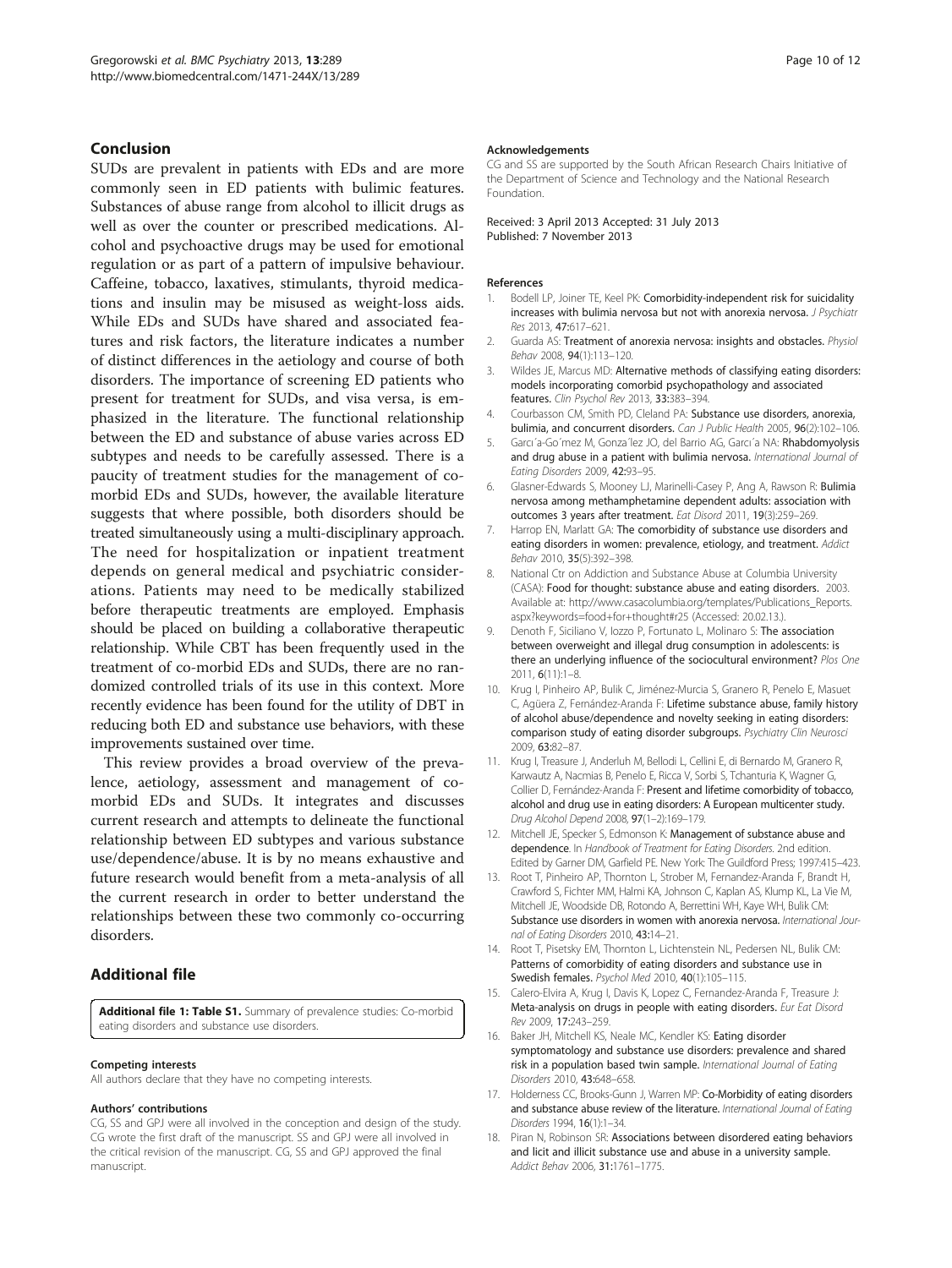## Conclusion

SUDs are prevalent in patients with EDs and are more commonly seen in ED patients with bulimic features. Substances of abuse range from alcohol to illicit drugs as well as over the counter or prescribed medications. Alcohol and psychoactive drugs may be used for emotional regulation or as part of a pattern of impulsive behaviour. Caffeine, tobacco, laxatives, stimulants, thyroid medications and insulin may be misused as weight-loss aids. While EDs and SUDs have shared and associated features and risk factors, the literature indicates a number of distinct differences in the aetiology and course of both disorders. The importance of screening ED patients who present for treatment for SUDs, and visa versa, is emphasized in the literature. The functional relationship between the ED and substance of abuse varies across ED subtypes and needs to be carefully assessed. There is a paucity of treatment studies for the management of co-morbid EDs and SUDs, however, the available literature suggests that where possible, both disorders should be treated simultaneously using a multi-disciplinary approach. The need for hospitalization or inpatient treatment depends on general medical and psychiatric considerations. Patients may need to be medically stabilized before therapeutic treatments are employed. Emphasis should be placed on building a collaborative therapeutic relationship. While CBT has been frequently used in the treatment of co-morbid EDs and SUDs, there are no randomized controlled trials of its use in this context. More recently evidence has been found for the utility of DBT in reducing both ED and substance use behaviors, with these improvements sustained over time.

This review provides a broad overview of the prevalence, aetiology, assessment and management of co-morbid EDs and SUDs. It integrates and discusses current research and attempts to delineate the functional relationship between ED subtypes and various substance use/dependence/abuse. It is by no means exhaustive and future research would benefit from a meta-analysis of all the current research in order to better understand the relationships between these two commonly co-occurring disorders.

## Additional file

**Additional file 1: Table S1.** Summary of prevalence studies: Co-morbid eating disorders and substance use disorders.

#### Competing interests

All authors declare that they have no competing interests.

#### Authors' contributions

CG, SS and GPJ were all involved in the conception and design of the study. CG wrote the first draft of the manuscript. SS and GPJ were all involved in the critical revision of the manuscript. CG, SS and GPJ approved the final manuscript.

#### Acknowledgements

CG and SS are supported by the South African Research Chairs Initiative of the Department of Science and Technology and the National Research Foundation.

Received: 3 April 2013 Accepted: 31 July 2013
Published: 7 November 2013

#### References

1. Bodell LP, Joiner TE, Keel PK: **Comorbidity-independent risk for suicidality increases with bulimia nervosa but not with anorexia nervosa.** *J Psychiatr Res* 2013, **47:**617–621.
2. Guarda AS: **Treatment of anorexia nervosa: insights and obstacles.** *Physiol Behav* 2008, **94**(1):113–120.
3. Wildes JE, Marcus MD: **Alternative methods of classifying eating disorders: models incorporating comorbid psychopathology and associated features.** *Clin Psychol Rev* 2013, **33:**383–394.
4. Courbasson CM, Smith PD, Cleland PA: **Substance use disorders, anorexia, bulimia, and concurrent disorders.** *Can J Public Health* 2005, **96**(2):102–106.
5. Garcı´a-Go´mez M, Gonza´lez JO, del Barrio AG, Garcı´a NA: **Rhabdomyolysis and drug abuse in a patient with bulimia nervosa.** *International Journal of Eating Disorders* 2009, **42:**93–95.
6. Glasner-Edwards S, Mooney LJ, Marinelli-Casey P, Ang A, Rawson R: **Bulimia nervosa among methamphetamine dependent adults: association with outcomes 3 years after treatment.** *Eat Disord* 2011, **19**(3):259–269.
7. Harrop EN, Marlatt GA: **The comorbidity of substance use disorders and eating disorders in women: prevalence, etiology, and treatment.** *Addict Behav* 2010, **35**(5):392–398.
8. National Ctr on Addiction and Substance Abuse at Columbia University (CASA): **Food for thought: substance abuse and eating disorders.** 2003. Available at: http://www.casacolumbia.org/templates/Publications_Reports.aspx?keywords=food+for+thought#r25 (Accessed: 20.02.13.).
9. Denoth F, Siciliano V, Iozzo P, Fortunato L, Molinaro S: **The association between overweight and illegal drug consumption in adolescents: is there an underlying influence of the sociocultural environment?** *Plos One* 2011, **6**(11):1–8.
10. Krug I, Pinheiro AP, Bulik C, Jiménez-Murcia S, Granero R, Penelo E, Masuet C, Agüera Z, Fernández-Aranda F: **Lifetime substance abuse, family history of alcohol abuse/dependence and novelty seeking in eating disorders: comparison study of eating disorder subgroups.** *Psychiatry Clin Neurosci* 2009, **63:**82–87.
11. Krug I, Treasure J, Anderluh M, Bellodi L, Cellini E, di Bernardo M, Granero R, Karwautz A, Nacmias B, Penelo E, Ricca V, Sorbi S, Tchanturia K, Wagner G, Collier D, Fernández-Aranda F: **Present and lifetime comorbidity of tobacco, alcohol and drug use in eating disorders: A European multicenter study.** *Drug Alcohol Depend* 2008, **97**(1–2):169–179.
12. Mitchell JE, Specker S, Edmonson K: **Management of substance abuse and dependence**. In *Handbook of Treatment for Eating Disorders.* 2nd edition. Edited by Garner DM, Garfield PE. New York: The Guildford Press; 1997:415–423.
13. Root T, Pinheiro AP, Thornton L, Strober M, Fernandez-Aranda F, Brandt H, Crawford S, Fichter MM, Halmi KA, Johnson C, Kaplan AS, Klump KL, La Vie M, Mitchell JE, Woodside DB, Rotondo A, Berrettini WH, Kaye WH, Bulik CM: **Substance use disorders in women with anorexia nervosa.** *International Journal of Eating Disorders* 2010, **43:**14–21.
14. Root T, Pisetsky EM, Thornton L, Lichtenstein NL, Pedersen NL, Bulik CM: **Patterns of comorbidity of eating disorders and substance use in Swedish females.** *Psychol Med* 2010, **40**(1):105–115.
15. Calero-Elvira A, Krug I, Davis K, Lopez C, Fernandez-Aranda F, Treasure J: **Meta-analysis on drugs in people with eating disorders.** *Eur Eat Disord Rev* 2009, **17:**243–259.
16. Baker JH, Mitchell KS, Neale MC, Kendler KS: **Eating disorder symptomatology and substance use disorders: prevalence and shared risk in a population based twin sample.** *International Journal of Eating Disorders* 2010, **43:**648–658.
17. Holderness CC, Brooks-Gunn J, Warren MP: **Co-Morbidity of eating disorders and substance abuse review of the literature.** *International Journal of Eating Disorders* 1994, **16**(1):1–34.
18. Piran N, Robinson SR: **Associations between disordered eating behaviors and licit and illicit substance use and abuse in a university sample.** *Addict Behav* 2006, **31:**1761–1775.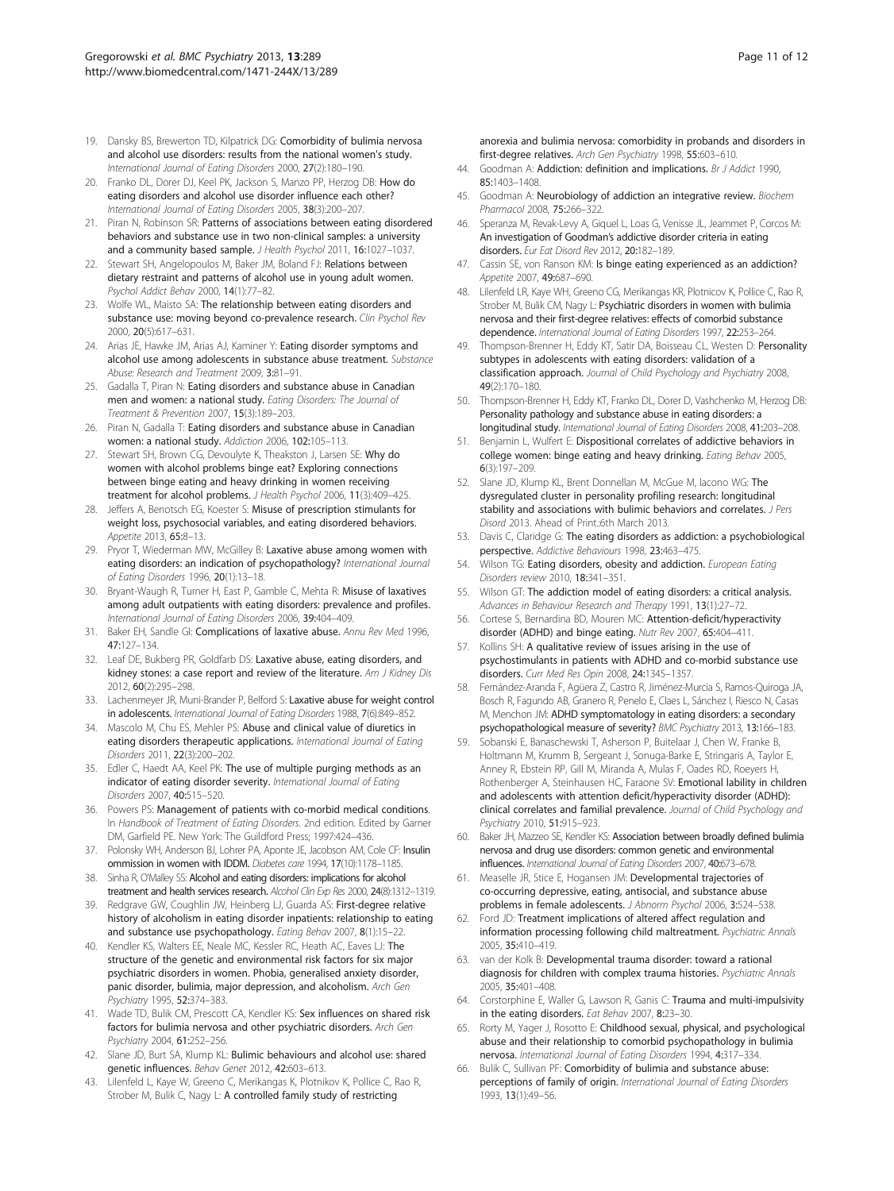19. Dansky BS, Brewerton TD, Kilpatrick DG: **Comorbidity of bulimia nervosa and alcohol use disorders: results from the national women's study.** *International Journal of Eating Disorders* 2000, **27**(2):180–190.
20. Franko DL, Dorer DJ, Keel PK, Jackson S, Manzo PP, Herzog DB: **How do eating disorders and alcohol use disorder influence each other?** *International Journal of Eating Disorders* 2005, **38**(3):200–207.
21. Piran N, Robinson SR: **Patterns of associations between eating disordered behaviors and substance use in two non-clinical samples: a university and a community based sample.** *J Health Psychol* 2011, **16**:1027–1037.
22. Stewart SH, Angelopoulos M, Baker JM, Boland FJ: **Relations between dietary restraint and patterns of alcohol use in young adult women.** *Psychol Addict Behav* 2000, **14**(1):77–82.
23. Wolfe WL, Maisto SA: **The relationship between eating disorders and substance use: moving beyond co-prevalence research.** *Clin Psychol Rev* 2000, **20**(5):617–631.
24. Arias JE, Hawke JM, Arias AJ, Kaminer Y: **Eating disorder symptoms and alcohol use among adolescents in substance abuse treatment.** *Substance Abuse: Research and Treatment* 2009, **3:**81–91.
25. Gadalla T, Piran N: **Eating disorders and substance abuse in Canadian men and women: a national study.** *Eating Disorders: The Journal of Treatment & Prevention* 2007, **15**(3):189–203.
26. Piran N, Gadalla T: **Eating disorders and substance abuse in Canadian women: a national study.** *Addiction* 2006, **102:**105–113.
27. Stewart SH, Brown CG, Devoulyte K, Theakston J, Larsen SE: **Why do women with alcohol problems binge eat? Exploring connections between binge eating and heavy drinking in women receiving treatment for alcohol problems.** *J Health Psychol* 2006, **11**(3):409–425.
28. Jeffers A, Benotsch EG, Koester S: **Misuse of prescription stimulants for weight loss, psychosocial variables, and eating disordered behaviors.** *Appetite* 2013, **65:**8–13.
29. Pryor T, Wiederman MW, McGilley B: **Laxative abuse among women with eating disorders: an indication of psychopathology?** *International Journal of Eating Disorders* 1996, **20**(1):13–18.
30. Bryant-Waugh R, Turner H, East P, Gamble C, Mehta R: **Misuse of laxatives among adult outpatients with eating disorders: prevalence and profiles.** *International Journal of Eating Disorders* 2006, **39:**404–409.
31. Baker EH, Sandle GI: **Complications of laxative abuse.** *Annu Rev Med* 1996, **47:**127–134.
32. Leaf DE, Bukberg PR, Goldfarb DS: **Laxative abuse, eating disorders, and kidney stones: a case report and review of the literature.** *Am J Kidney Dis* 2012, **60**(2):295–298.
33. Lachenmeyer JR, Muni-Brander P, Belford S: **Laxative abuse for weight control in adolescents.** *International Journal of Eating Disorders* 1988, **7**(6):849–852.
34. Mascolo M, Chu ES, Mehler PS: **Abuse and clinical value of diuretics in eating disorders therapeutic applications.** *International Journal of Eating Disorders* 2011, **22**(3):200–202.
35. Edler C, Haedt AA, Keel PK: **The use of multiple purging methods as an indicator of eating disorder severity.** *International Journal of Eating Disorders* 2007, **40:**515–520.
36. Powers PS: **Management of patients with co-morbid medical conditions.** In *Handbook of Treatment of Eating Disorders.* 2nd edition. Edited by Garner DM, Garfield PE. New York: The Guildford Press; 1997:424–436.
37. Polonsky WH, Anderson BJ, Lohrer PA, Aponte JE, Jacobson AM, Cole CF: **Insulin ommission in women with IDDM.** *Diabetes care* 1994, **17**(10):1178–1185.
38. Sinha R, O'Malley SS: **Alcohol and eating disorders: implications for alcohol treatment and health services research.** *Alcohol Clin Exp Res* 2000, **24**(8):1312–1319.
39. Redgrave GW, Coughlin JW, Heinberg LJ, Guarda AS: **First-degree relative history of alcoholism in eating disorder inpatients: relationship to eating and substance use psychopathology.** *Eating Behav* 2007, **8**(1):15–22.
40. Kendler KS, Walters EE, Neale MC, Kessler RC, Heath AC, Eaves LJ: **The structure of the genetic and environmental risk factors for six major psychiatric disorders in women. Phobia, generalised anxiety disorder, panic disorder, bulimia, major depression, and alcoholism.** *Arch Gen Psychiatry* 1995, **52:**374–383.
41. Wade TD, Bulik CM, Prescott CA, Kendler KS: **Sex influences on shared risk factors for bulimia nervosa and other psychiatric disorders.** *Arch Gen Psychiatry* 2004, **61:**252–256.
42. Slane JD, Burt SA, Klump KL: **Bulimic behaviours and alcohol use: shared genetic influences.** *Behav Genet* 2012, **42:**603–613.
43. Lilenfeld L, Kaye W, Greeno C, Merikangas K, Plotnikov K, Pollice C, Rao R, Strober M, Bulik C, Nagy L: **A controlled family study of restricting anorexia and bulimia nervosa: comorbidity in probands and disorders in first-degree relatives.** *Arch Gen Psychiatry* 1998, **55:**603–610.
44. Goodman A: **Addiction: definition and implications.** *Br J Addict* 1990, **85:**1403–1408.
45. Goodman A: **Neurobiology of addiction an integrative review.** *Biochem Pharmacol* 2008, **75:**266–322.
46. Speranza M, Revak-Levy A, Giquel L, Loas G, Venisse JL, Jeammet P, Corcos M: **An investigation of Goodman's addictive disorder criteria in eating disorders.** *Eur Eat Disord Rev* 2012, **20:**182–189.
47. Cassin SE, von Ranson KM: **Is binge eating experienced as an addiction?** *Appetite* 2007, **49:**687–690.
48. Lilenfeld LR, Kaye WH, Greeno CG, Merikangas KR, Plotnicov K, Pollice C, Rao R, Strober M, Bulik CM, Nagy L: **Psychiatric disorders in women with bulimia nervosa and their first-degree relatives: effects of comorbid substance dependence.** *International Journal of Eating Disorders* 1997, **22:**253–264.
49. Thompson-Brenner H, Eddy KT, Satir DA, Boisseau CL, Westen D: **Personality subtypes in adolescents with eating disorders: validation of a classification approach.** *Journal of Child Psychology and Psychiatry* 2008, **49**(2):170–180.
50. Thompson-Brenner H, Eddy KT, Franko DL, Dorer D, Vashchenko M, Herzog DB: **Personality pathology and substance abuse in eating disorders: a longitudinal study.** *International Journal of Eating Disorders* 2008, **41:**203–208.
51. Benjamin L, Wulfert E: **Dispositional correlates of addictive behaviors in college women: binge eating and heavy drinking.** *Eating Behav* 2005, **6**(3):197–209.
52. Slane JD, Klump KL, Brent Donnellan M, McGue M, Iacono WG: **The dysregulated cluster in personality profiling research: longitudinal stability and associations with bulimic behaviors and correlates.** *J Pers Disord* 2013. Ahead of Print.:6th March 2013.
53. Davis C, Claridge G: **The eating disorders as addiction: a psychobiological perspective.** *Addictive Behaviours* 1998, **23:**463–475.
54. Wilson TG: **Eating disorders, obesity and addiction.** *European Eating Disorders review* 2010, **18:**341–351.
55. Wilson GT: **The addiction model of eating disorders: a critical analysis.** *Advances in Behaviour Research and Therapy* 1991, **13**(1):27–72.
56. Cortese S, Bernardina BD, Mouren MC: **Attention-deficit/hyperactivity disorder (ADHD) and binge eating.** *Nutr Rev* 2007, **65:**404–411.
57. Kollins SH: **A qualitative review of issues arising in the use of psychostimulants in patients with ADHD and co-morbid substance use disorders.** *Curr Med Res Opin* 2008, **24:**1345–1357.
58. Fernández-Aranda F, Agüera Z, Castro R, Jiménez-Murcia S, Ramos-Quiroga JA, Bosch R, Fagundo AB, Granero R, Penelo E, Claes L, Sánchez I, Riesco N, Casas M, Menchon JM: **ADHD symptomatology in eating disorders: a secondary psychopathological measure of severity?** *BMC Psychiatry* 2013, **13:**166–183.
59. Sobanski E, Banaschewski T, Asherson P, Buitelaar J, Chen W, Franke B, Holtmann M, Krumm B, Sergeant J, Sonuga-Barke E, Stringaris A, Taylor E, Anney R, Ebstein RP, Gill M, Miranda A, Mulas F, Oades RD, Roeyers H, Rothenberger A, Steinhausen HC, Faraone SV: **Emotional lability in children and adolescents with attention deficit/hyperactivity disorder (ADHD): clinical correlates and familial prevalence.** *Journal of Child Psychology and Psychiatry* 2010, **51:**915–923.
60. Baker JH, Mazzeo SE, Kendler KS: **Association between broadly defined bulimia nervosa and drug use disorders: common genetic and environmental influences.** *International Journal of Eating Disorders* 2007, **40:**673–678.
61. Measelle JR, Stice E, Hogansen JM: **Developmental trajectories of co-occurring depressive, eating, antisocial, and substance abuse problems in female adolescents.** *J Abnorm Psychol* 2006, **3:**524–538.
62. Ford JD: **Treatment implications of altered affect regulation and information processing following child maltreatment.** *Psychiatric Annals* 2005, **35:**410–419.
63. van der Kolk B: **Developmental trauma disorder: toward a rational diagnosis for children with complex trauma histories.** *Psychiatric Annals* 2005, **35:**401–408.
64. Corstorphine E, Waller G, Lawson R, Ganis C: **Trauma and multi-impulsivity in the eating disorders.** *Eat Behav* 2007, **8:**23–30.
65. Rorty M, Yager J, Rosotto E: **Childhood sexual, physical, and psychological abuse and their relationship to comorbid psychopathology in bulimia nervosa.** *International Journal of Eating Disorders* 1994, **4:**317–334.
66. Bulik C, Sullivan PF: **Comorbidity of bulimia and substance abuse: perceptions of family of origin.** *International Journal of Eating Disorders* 1993, **13**(1):49–56.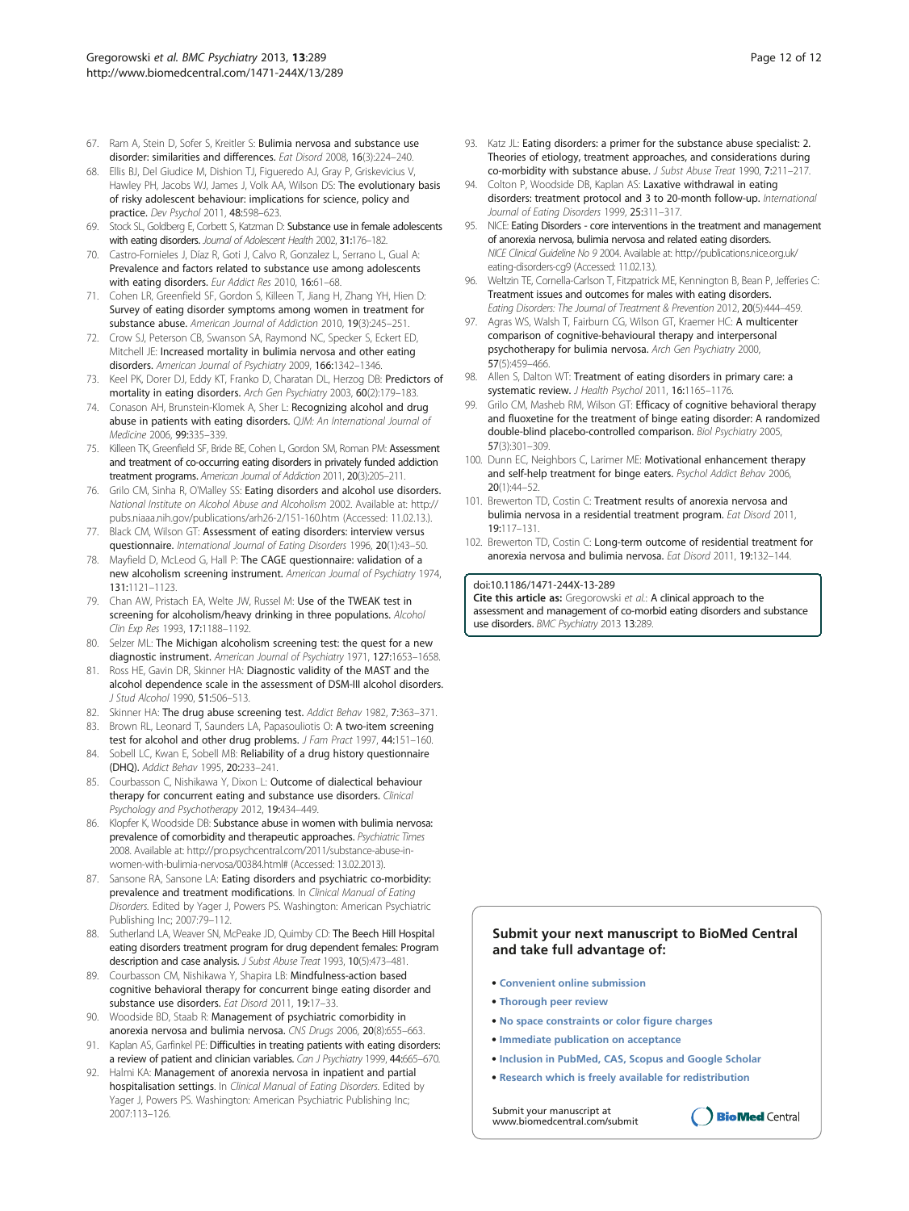67. Ram A, Stein D, Sofer S, Kreitler S: **Bulimia nervosa and substance use disorder: similarities and differences.** *Eat Disord* 2008, **16**(3):224–240.
68. Ellis BJ, Del Giudice M, Dishion TJ, Figueredo AJ, Gray P, Griskevicius V, Hawley PH, Jacobs WJ, James J, Volk AA, Wilson DS: **The evolutionary basis of risky adolescent behaviour: implications for science, policy and practice.** *Dev Psychol* 2011, **48:**598–623.
69. Stock SL, Goldberg E, Corbett S, Katzman D: **Substance use in female adolescents with eating disorders.** *Journal of Adolescent Health* 2002, **31:**176–182.
70. Castro-Fornieles J, Díaz R, Goti J, Calvo R, Gonzalez L, Serrano L, Gual A: **Prevalence and factors related to substance use among adolescents with eating disorders.** *Eur Addict Res* 2010, **16:**61–68.
71. Cohen LR, Greenfield SF, Gordon S, Killeen T, Jiang H, Zhang YH, Hien D: **Survey of eating disorder symptoms among women in treatment for substance abuse.** *American Journal of Addiction* 2010, **19**(3):245–251.
72. Crow SJ, Peterson CB, Swanson SA, Raymond NC, Specker S, Eckert ED, Mitchell JE: **Increased mortality in bulimia nervosa and other eating disorders.** *American Journal of Psychiatry* 2009, **166:**1342–1346.
73. Keel PK, Dorer DJ, Eddy KT, Franko D, Charatan DL, Herzog DB: **Predictors of mortality in eating disorders.** *Arch Gen Psychiatry* 2003, **60**(2):179–183.
74. Conason AH, Brunstein-Klomek A, Sher L: **Recognizing alcohol and drug abuse in patients with eating disorders.** *QJM: An International Journal of Medicine* 2006, **99:**335–339.
75. Killeen TK, Greenfield SF, Bride BE, Cohen L, Gordon SM, Roman PM: **Assessment and treatment of co-occurring eating disorders in privately funded addiction treatment programs.** *American Journal of Addiction* 2011, **20**(3):205–211.
76. Grilo CM, Sinha R, O'Malley SS: **Eating disorders and alcohol use disorders.** *National Institute on Alcohol Abuse and Alcoholism* 2002. Available at: http://pubs.niaaa.nih.gov/publications/arh26-2/151-160.htm (Accessed: 11.02.13.).
77. Black CM, Wilson GT: **Assessment of eating disorders: interview versus questionnaire.** *International Journal of Eating Disorders* 1996, **20**(1):43–50.
78. Mayfield D, McLeod G, Hall P: **The CAGE questionnaire: validation of a new alcoholism screening instrument.** *American Journal of Psychiatry* 1974, **131:**1121–1123.
79. Chan AW, Pristach EA, Welte JW, Russel M: **Use of the TWEAK test in screening for alcoholism/heavy drinking in three populations.** *Alcohol Clin Exp Res* 1993, **17:**1188–1192.
80. Selzer ML: **The Michigan alcoholism screening test: the quest for a new diagnostic instrument.** *American Journal of Psychiatry* 1971, **127:**1653–1658.
81. Ross HE, Gavin DR, Skinner HA: **Diagnostic validity of the MAST and the alcohol dependence scale in the assessment of DSM-III alcohol disorders.** *J Stud Alcohol* 1990, **51:**506–513.
82. Skinner HA: **The drug abuse screening test.** *Addict Behav* 1982, **7:**363–371.
83. Brown RL, Leonard T, Saunders LA, Papasouliotis O: **A two-item screening test for alcohol and other drug problems.** *J Fam Pract* 1997, **44:**151–160.
84. Sobell LC, Kwan E, Sobell MB: **Reliability of a drug history questionnaire (DHQ).** *Addict Behav* 1995, **20:**233–241.
85. Courbasson C, Nishikawa Y, Dixon L: **Outcome of dialectical behaviour therapy for concurrent eating and substance use disorders.** *Clinical Psychology and Psychotherapy* 2012, **19:**434–449.
86. Klopfer K, Woodside DB: **Substance abuse in women with bulimia nervosa: prevalence of comorbidity and therapeutic approaches.** *Psychiatric Times* 2008. Available at: http://pro.psychcentral.com/2011/substance-abuse-in-women-with-bulimia-nervosa/00384.html# (Accessed: 13.02.2013).
87. Sansone RA, Sansone LA: **Eating disorders and psychiatric co-morbidity: prevalence and treatment modifications**. In *Clinical Manual of Eating Disorders.* Edited by Yager J, Powers PS. Washington: American Psychiatric Publishing Inc; 2007:79–112.
88. Sutherland LA, Weaver SN, McPeake JD, Quimby CD: **The Beech Hill Hospital eating disorders treatment program for drug dependent females: Program description and case analysis.** *J Subst Abuse Treat* 1993, **10**(5):473–481.
89. Courbasson CM, Nishikawa Y, Shapira LB: **Mindfulness-action based cognitive behavioral therapy for concurrent binge eating disorder and substance use disorders.** *Eat Disord* 2011, **19:**17–33.
90. Woodside BD, Staab R: **Management of psychiatric comorbidity in anorexia nervosa and bulimia nervosa.** *CNS Drugs* 2006, **20**(8):655–663.
91. Kaplan AS, Garfinkel PE: **Difficulties in treating patients with eating disorders: a review of patient and clinician variables.** *Can J Psychiatry* 1999, **44:**665–670.
92. Halmi KA: **Management of anorexia nervosa in inpatient and partial hospitalisation settings.** In *Clinical Manual of Eating Disorders.* Edited by Yager J, Powers PS. Washington: American Psychiatric Publishing Inc; 2007:113–126.
93. Katz JL: **Eating disorders: a primer for the substance abuse specialist: 2. Theories of etiology, treatment approaches, and considerations during co-morbidity with substance abuse.** *J Subst Abuse Treat* 1990, **7:**211–217.
94. Colton P, Woodside DB, Kaplan AS: **Laxative withdrawal in eating disorders: treatment protocol and 3 to 20-month follow-up.** *International Journal of Eating Disorders* 1999, **25:**311–317.
95. NICE: **Eating Disorders - core interventions in the treatment and management of anorexia nervosa, bulimia nervosa and related eating disorders.** *NICE Clinical Guideline No 9* 2004. Available at: http://publications.nice.org.uk/eating-disorders-cg9 (Accessed: 11.02.13.).
96. Weltzin TE, Cornella-Carlson T, Fitzpatrick ME, Kennington B, Bean P, Jefferies C: **Treatment issues and outcomes for males with eating disorders.** *Eating Disorders: The Journal of Treatment & Prevention* 2012, **20**(5):444–459.
97. Agras WS, Walsh T, Fairburn CG, Wilson GT, Kraemer HC: **A multicenter comparison of cognitive-behavioural therapy and interpersonal psychotherapy for bulimia nervosa.** *Arch Gen Psychiatry* 2000, **57**(5):459–466.
98. Allen S, Dalton WT: **Treatment of eating disorders in primary care: a systematic review.** *J Health Psychol* 2011, **16:**1165–1176.
99. Grilo CM, Masheb RM, Wilson GT: **Efficacy of cognitive behavioral therapy and fluoxetine for the treatment of binge eating disorder: A randomized double-blind placebo-controlled comparison.** *Biol Psychiatry* 2005, **57**(3):301–309.
100. Dunn EC, Neighbors C, Larimer ME: **Motivational enhancement therapy and self-help treatment for binge eaters.** *Psychol Addict Behav* 2006, **20**(1):44–52.
101. Brewerton TD, Costin C: **Treatment results of anorexia nervosa and bulimia nervosa in a residential treatment program.** *Eat Disord* 2011, **19:**117–131.
102. Brewerton TD, Costin C: **Long-term outcome of residential treatment for anorexia nervosa and bulimia nervosa.** *Eat Disord* 2011, **19:**132–144.

doi:10.1186/1471-244X-13-289

**Cite this article as:** Gregorowski *et al.*: A clinical approach to the assessment and management of co-morbid eating disorders and substance use disorders. *BMC Psychiatry* 2013 **13**:289.

**Submit your next manuscript to BioMed Central and take full advantage of:**

- **Convenient online submission**
- **Thorough peer review**
- **No space constraints or color figure charges**
- **Immediate publication on acceptance**
- **Inclusion in PubMed, CAS, Scopus and Google Scholar**
- **Research which is freely available for redistribution**

Submit your manuscript at www.biomedcentral.com/submit

BioMed Central